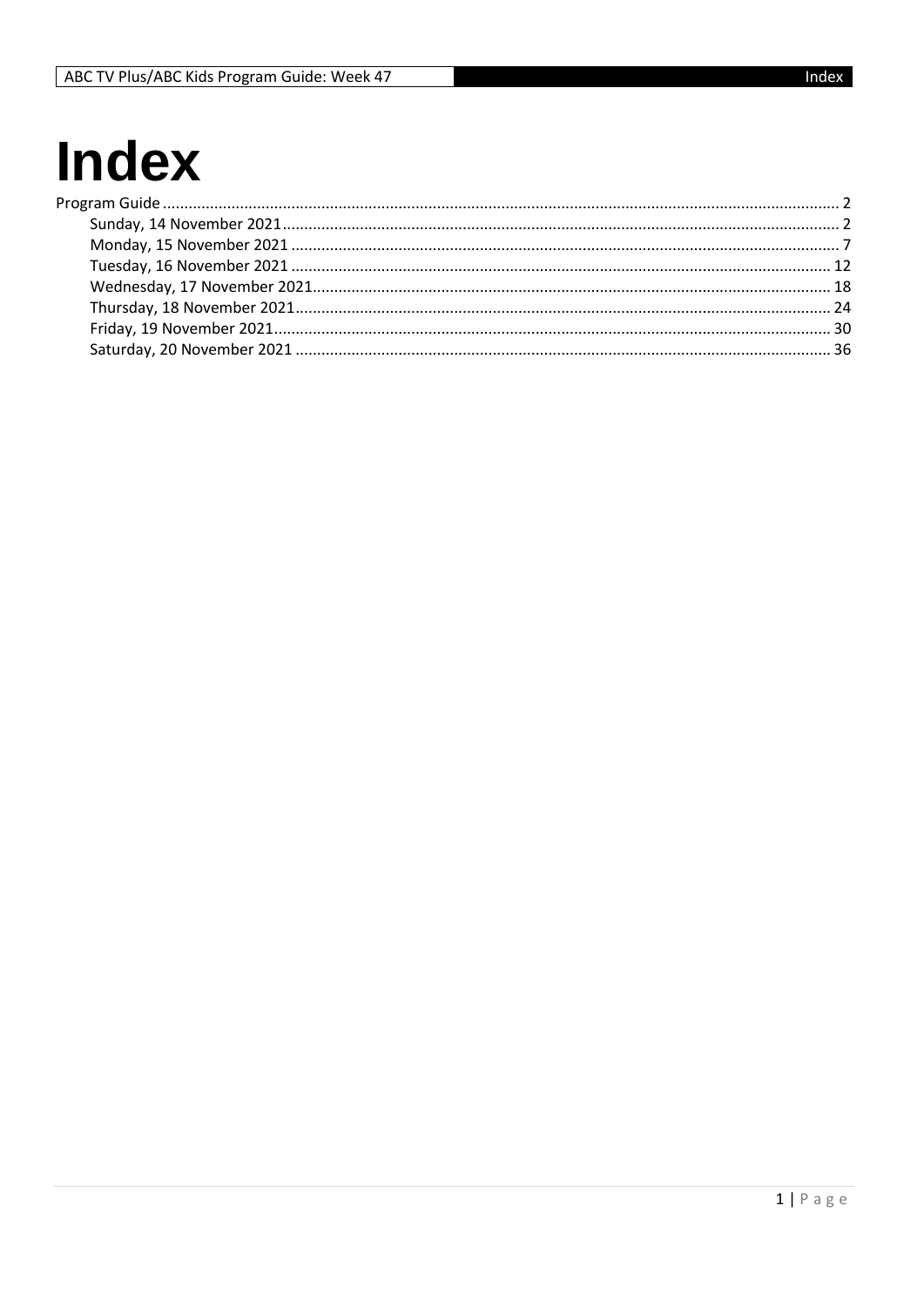# Index

Program Guide ........................................................................................................................................... 2
- Sunday, 14 November 2021 ................................................................................................................ 2
- Monday, 15 November 2021 ................................................................................................................ 7
- Tuesday, 16 November 2021 ............................................................................................................... 12
- Wednesday, 17 November 2021 .......................................................................................................... 18
- Thursday, 18 November 2021 ............................................................................................................. 24
- Friday, 19 November 2021 .................................................................................................................. 30
- Saturday, 20 November 2021 ............................................................................................................. 36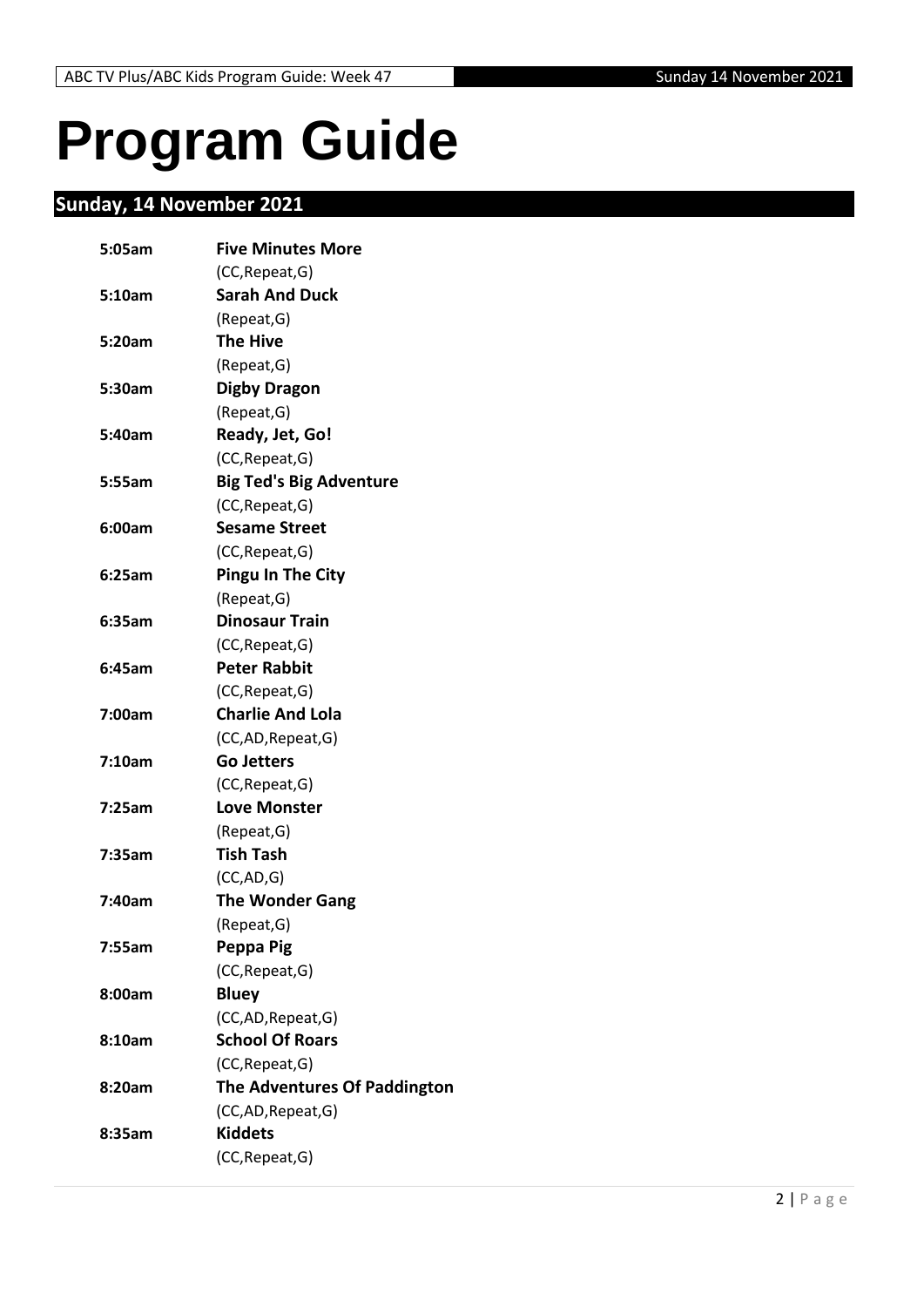# Program Guide

## Sunday, 14 November 2021

**5:05am** **Five Minutes More**
(CC,Repeat,G)

**5:10am** **Sarah And Duck**
(Repeat,G)

**5:20am** **The Hive**
(Repeat,G)

**5:30am** **Digby Dragon**
(Repeat,G)

**5:40am** **Ready, Jet, Go!**
(CC,Repeat,G)

**5:55am** **Big Ted's Big Adventure**
(CC,Repeat,G)

**6:00am** **Sesame Street**
(CC,Repeat,G)

**6:25am** **Pingu In The City**
(Repeat,G)

**6:35am** **Dinosaur Train**
(CC,Repeat,G)

**6:45am** **Peter Rabbit**
(CC,Repeat,G)

**7:00am** **Charlie And Lola**
(CC,AD,Repeat,G)

**7:10am** **Go Jetters**
(CC,Repeat,G)

**7:25am** **Love Monster**
(Repeat,G)

**7:35am** **Tish Tash**
(CC,AD,G)

**7:40am** **The Wonder Gang**
(Repeat,G)

**7:55am** **Peppa Pig**
(CC,Repeat,G)

**8:00am** **Bluey**
(CC,AD,Repeat,G)

**8:10am** **School Of Roars**
(CC,Repeat,G)

**8:20am** **The Adventures Of Paddington**
(CC,AD,Repeat,G)

**8:35am** **Kiddets**
(CC,Repeat,G)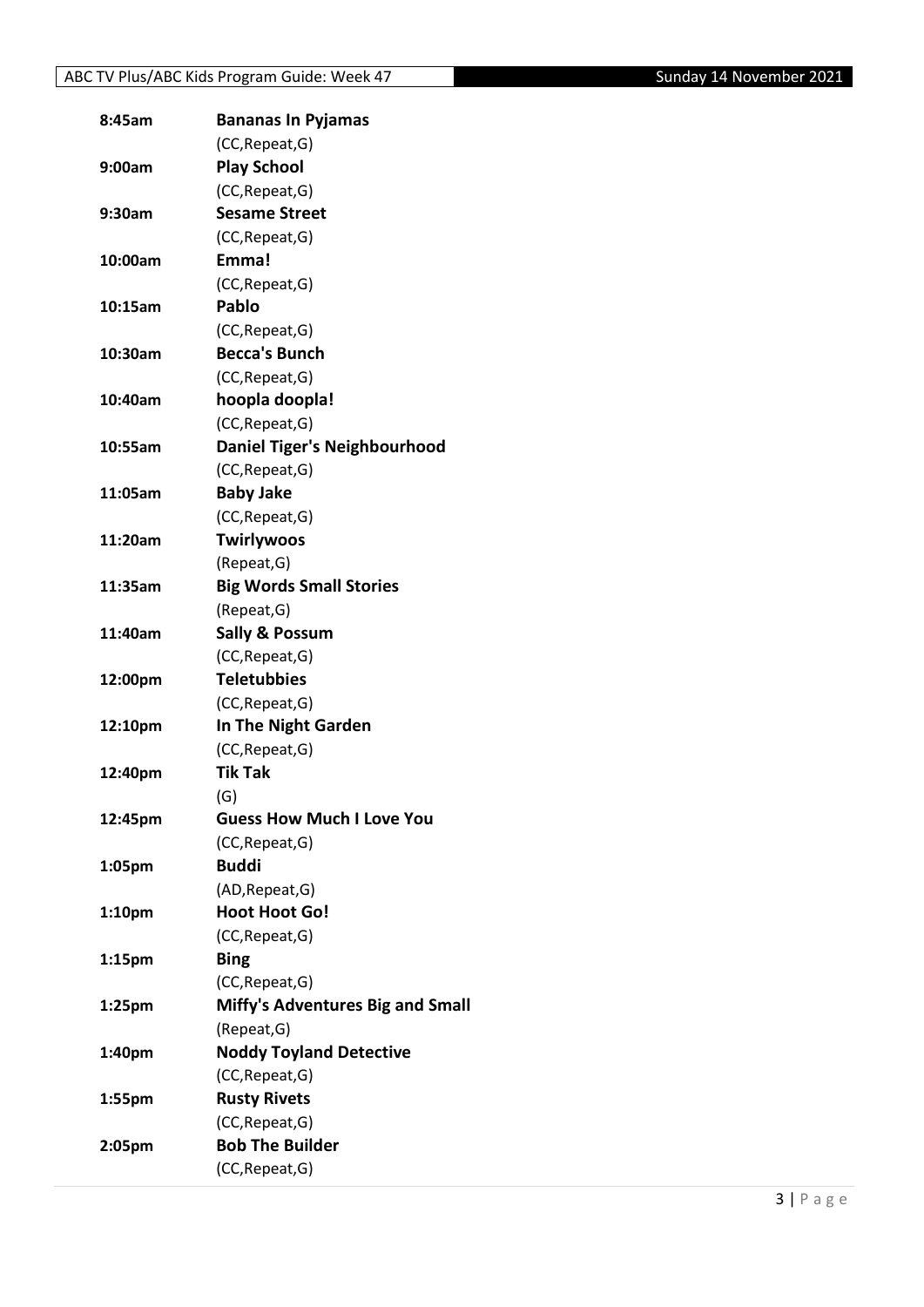| | |
|---|---|
| **8:45am** | **Bananas In Pyjamas** |
| | (CC,Repeat,G) |
| **9:00am** | **Play School** |
| | (CC,Repeat,G) |
| **9:30am** | **Sesame Street** |
| | (CC,Repeat,G) |
| **10:00am** | **Emma!** |
| | (CC,Repeat,G) |
| **10:15am** | **Pablo** |
| | (CC,Repeat,G) |
| **10:30am** | **Becca's Bunch** |
| | (CC,Repeat,G) |
| **10:40am** | **hoopla doopla!** |
| | (CC,Repeat,G) |
| **10:55am** | **Daniel Tiger's Neighbourhood** |
| | (CC,Repeat,G) |
| **11:05am** | **Baby Jake** |
| | (CC,Repeat,G) |
| **11:20am** | **Twirlywoos** |
| | (Repeat,G) |
| **11:35am** | **Big Words Small Stories** |
| | (Repeat,G) |
| **11:40am** | **Sally & Possum** |
| | (CC,Repeat,G) |
| **12:00pm** | **Teletubbies** |
| | (CC,Repeat,G) |
| **12:10pm** | **In The Night Garden** |
| | (CC,Repeat,G) |
| **12:40pm** | **Tik Tak** |
| | (G) |
| **12:45pm** | **Guess How Much I Love You** |
| | (CC,Repeat,G) |
| **1:05pm** | **Buddi** |
| | (AD,Repeat,G) |
| **1:10pm** | **Hoot Hoot Go!** |
| | (CC,Repeat,G) |
| **1:15pm** | **Bing** |
| | (CC,Repeat,G) |
| **1:25pm** | **Miffy's Adventures Big and Small** |
| | (Repeat,G) |
| **1:40pm** | **Noddy Toyland Detective** |
| | (CC,Repeat,G) |
| **1:55pm** | **Rusty Rivets** |
| | (CC,Repeat,G) |
| **2:05pm** | **Bob The Builder** |
| | (CC,Repeat,G) |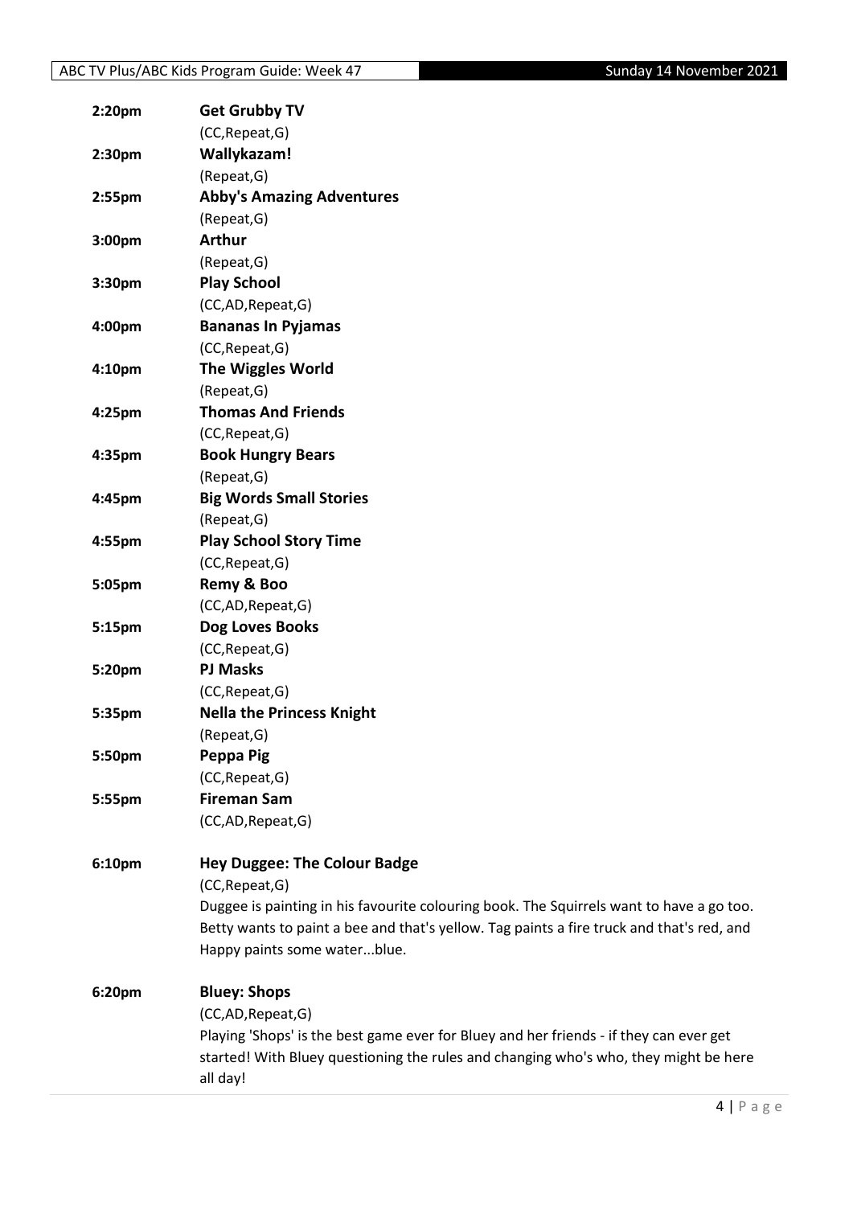**2:20pm** **Get Grubby TV**
(CC,Repeat,G)

**2:30pm** **Wallykazam!**
(Repeat,G)

**2:55pm** **Abby's Amazing Adventures**
(Repeat,G)

**3:00pm** **Arthur**
(Repeat,G)

**3:30pm** **Play School**
(CC,AD,Repeat,G)

**4:00pm** **Bananas In Pyjamas**
(CC,Repeat,G)

**4:10pm** **The Wiggles World**
(Repeat,G)

**4:25pm** **Thomas And Friends**
(CC,Repeat,G)

**4:35pm** **Book Hungry Bears**
(Repeat,G)

**4:45pm** **Big Words Small Stories**
(Repeat,G)

**4:55pm** **Play School Story Time**
(CC,Repeat,G)

**5:05pm** **Remy & Boo**
(CC,AD,Repeat,G)

**5:15pm** **Dog Loves Books**
(CC,Repeat,G)

**5:20pm** **PJ Masks**
(CC,Repeat,G)

**5:35pm** **Nella the Princess Knight**
(Repeat,G)

**5:50pm** **Peppa Pig**
(CC,Repeat,G)

**5:55pm** **Fireman Sam**
(CC,AD,Repeat,G)

**6:10pm** **Hey Duggee: The Colour Badge**
(CC,Repeat,G)
Duggee is painting in his favourite colouring book. The Squirrels want to have a go too. Betty wants to paint a bee and that's yellow. Tag paints a fire truck and that's red, and Happy paints some water...blue.

**6:20pm** **Bluey: Shops**
(CC,AD,Repeat,G)
Playing 'Shops' is the best game ever for Bluey and her friends - if they can ever get started! With Bluey questioning the rules and changing who's who, they might be here all day!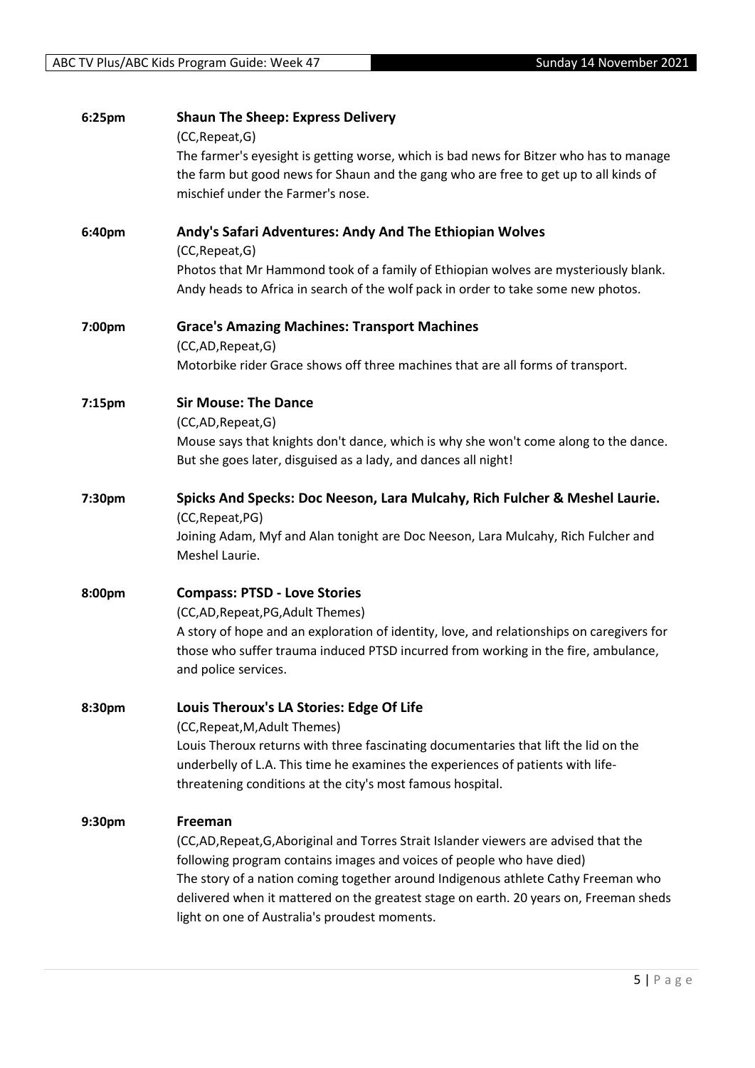**6:25pm** **Shaun The Sheep: Express Delivery**

(CC,Repeat,G)

The farmer's eyesight is getting worse, which is bad news for Bitzer who has to manage the farm but good news for Shaun and the gang who are free to get up to all kinds of mischief under the Farmer's nose.

**6:40pm** **Andy's Safari Adventures: Andy And The Ethiopian Wolves**

(CC,Repeat,G)

Photos that Mr Hammond took of a family of Ethiopian wolves are mysteriously blank. Andy heads to Africa in search of the wolf pack in order to take some new photos.

**7:00pm** **Grace's Amazing Machines: Transport Machines**

(CC,AD,Repeat,G)

Motorbike rider Grace shows off three machines that are all forms of transport.

**7:15pm** **Sir Mouse: The Dance**

(CC,AD,Repeat,G)

Mouse says that knights don't dance, which is why she won't come along to the dance. But she goes later, disguised as a lady, and dances all night!

**7:30pm** **Spicks And Specks: Doc Neeson, Lara Mulcahy, Rich Fulcher & Meshel Laurie.**

(CC,Repeat,PG)

Joining Adam, Myf and Alan tonight are Doc Neeson, Lara Mulcahy, Rich Fulcher and Meshel Laurie.

**8:00pm** **Compass: PTSD - Love Stories**

(CC,AD,Repeat,PG,Adult Themes)

A story of hope and an exploration of identity, love, and relationships on caregivers for those who suffer trauma induced PTSD incurred from working in the fire, ambulance, and police services.

**8:30pm** **Louis Theroux's LA Stories: Edge Of Life**

(CC,Repeat,M,Adult Themes)

Louis Theroux returns with three fascinating documentaries that lift the lid on the underbelly of L.A. This time he examines the experiences of patients with life-threatening conditions at the city's most famous hospital.

**9:30pm** **Freeman**

(CC,AD,Repeat,G,Aboriginal and Torres Strait Islander viewers are advised that the following program contains images and voices of people who have died)

The story of a nation coming together around Indigenous athlete Cathy Freeman who delivered when it mattered on the greatest stage on earth. 20 years on, Freeman sheds light on one of Australia's proudest moments.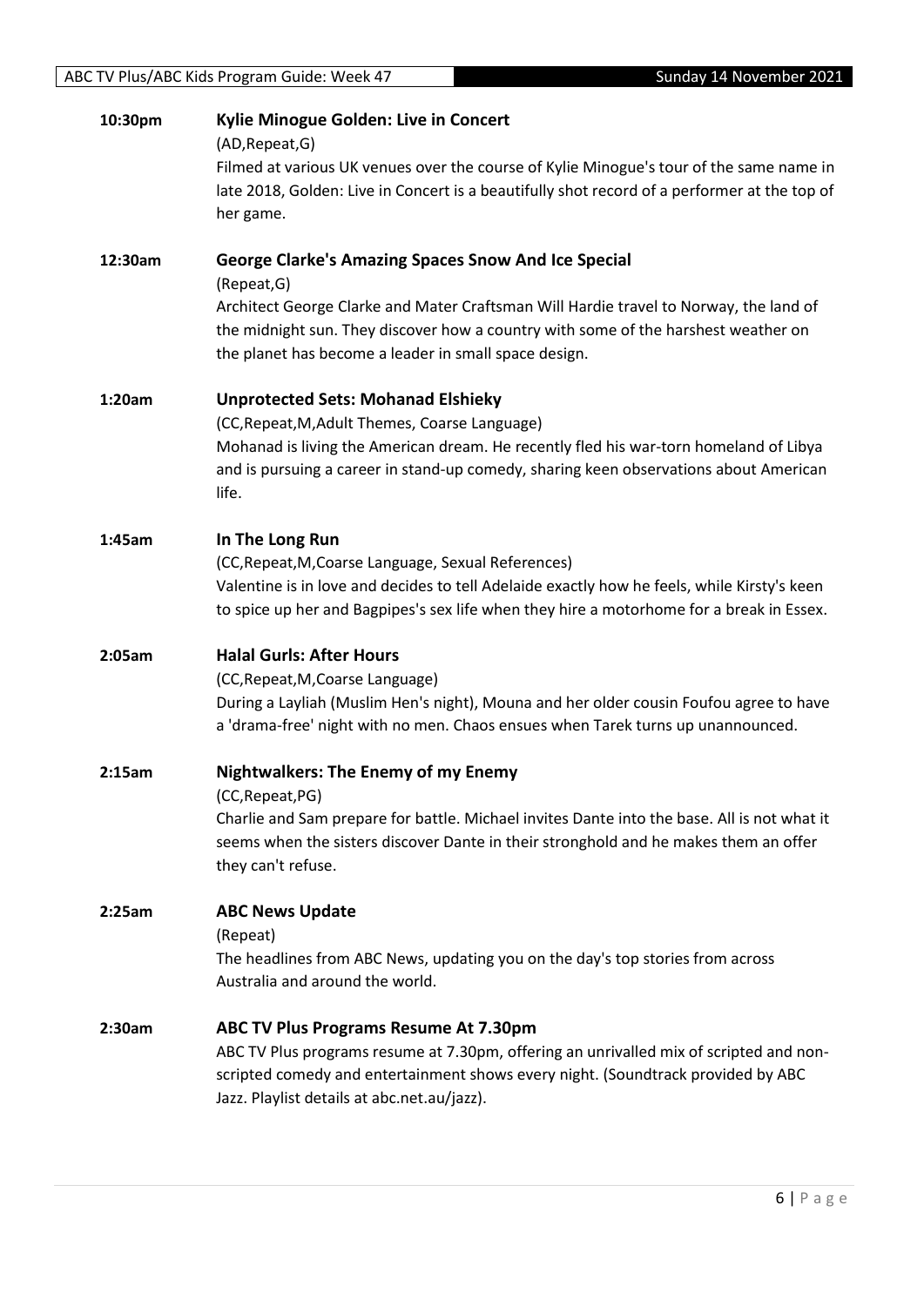**10:30pm** **Kylie Minogue Golden: Live in Concert**
(AD,Repeat,G)
Filmed at various UK venues over the course of Kylie Minogue's tour of the same name in late 2018, Golden: Live in Concert is a beautifully shot record of a performer at the top of her game.

**12:30am** **George Clarke's Amazing Spaces Snow And Ice Special**
(Repeat,G)
Architect George Clarke and Mater Craftsman Will Hardie travel to Norway, the land of the midnight sun. They discover how a country with some of the harshest weather on the planet has become a leader in small space design.

**1:20am** **Unprotected Sets: Mohanad Elshieky**
(CC,Repeat,M,Adult Themes, Coarse Language)
Mohanad is living the American dream. He recently fled his war-torn homeland of Libya and is pursuing a career in stand-up comedy, sharing keen observations about American life.

**1:45am** **In The Long Run**
(CC,Repeat,M,Coarse Language, Sexual References)
Valentine is in love and decides to tell Adelaide exactly how he feels, while Kirsty's keen to spice up her and Bagpipes's sex life when they hire a motorhome for a break in Essex.

**2:05am** **Halal Gurls: After Hours**
(CC,Repeat,M,Coarse Language)
During a Layliah (Muslim Hen's night), Mouna and her older cousin Foufou agree to have a 'drama-free' night with no men. Chaos ensues when Tarek turns up unannounced.

**2:15am** **Nightwalkers: The Enemy of my Enemy**
(CC,Repeat,PG)
Charlie and Sam prepare for battle. Michael invites Dante into the base. All is not what it seems when the sisters discover Dante in their stronghold and he makes them an offer they can't refuse.

**2:25am** **ABC News Update**
(Repeat)
The headlines from ABC News, updating you on the day's top stories from across Australia and around the world.

**2:30am** **ABC TV Plus Programs Resume At 7.30pm**
ABC TV Plus programs resume at 7.30pm, offering an unrivalled mix of scripted and non-scripted comedy and entertainment shows every night. (Soundtrack provided by ABC Jazz. Playlist details at abc.net.au/jazz).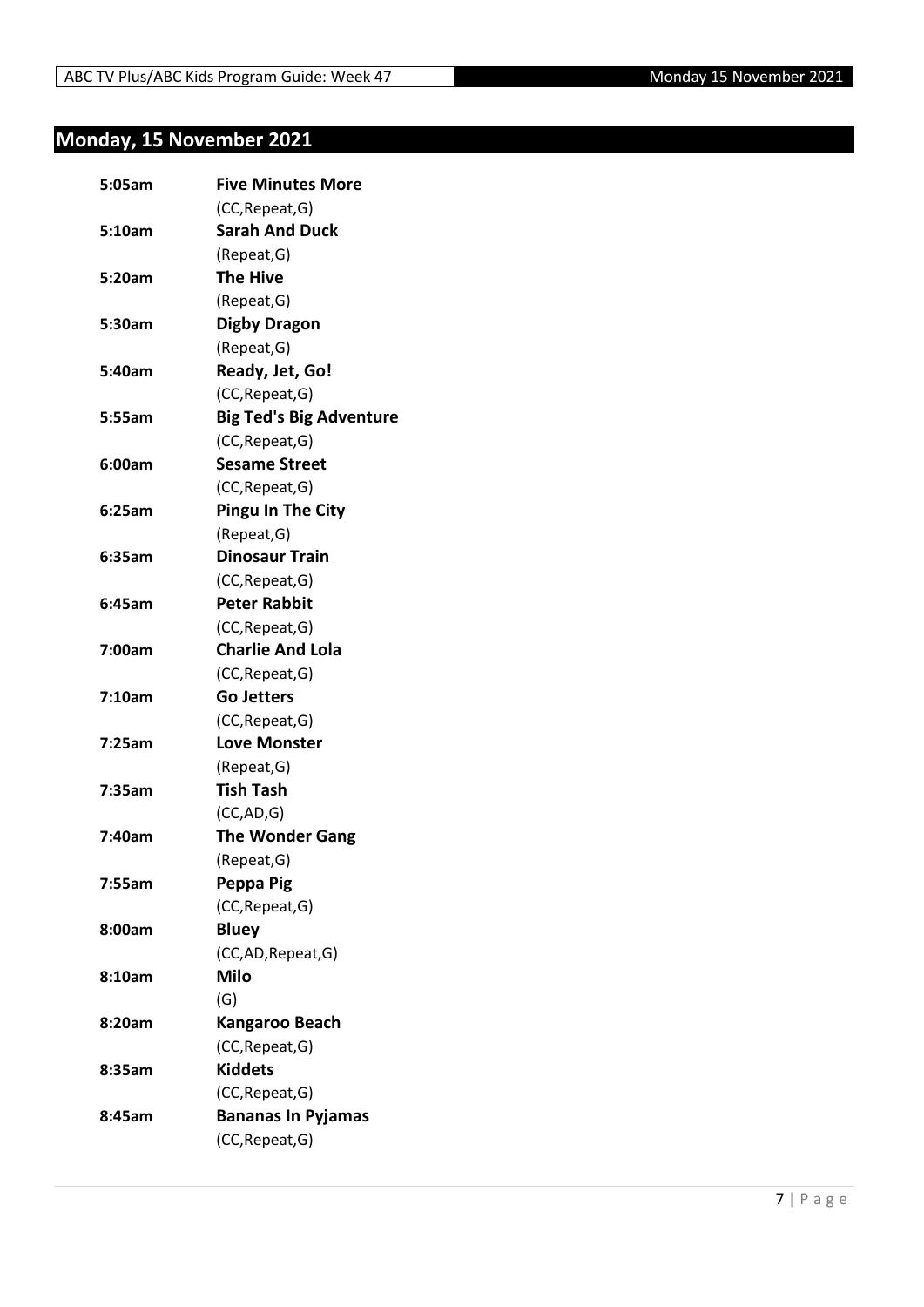## Monday, 15 November 2021

**5:05am** **Five Minutes More**
(CC,Repeat,G)

**5:10am** **Sarah And Duck**
(Repeat,G)

**5:20am** **The Hive**
(Repeat,G)

**5:30am** **Digby Dragon**
(Repeat,G)

**5:40am** **Ready, Jet, Go!**
(CC,Repeat,G)

**5:55am** **Big Ted's Big Adventure**
(CC,Repeat,G)

**6:00am** **Sesame Street**
(CC,Repeat,G)

**6:25am** **Pingu In The City**
(Repeat,G)

**6:35am** **Dinosaur Train**
(CC,Repeat,G)

**6:45am** **Peter Rabbit**
(CC,Repeat,G)

**7:00am** **Charlie And Lola**
(CC,Repeat,G)

**7:10am** **Go Jetters**
(CC,Repeat,G)

**7:25am** **Love Monster**
(Repeat,G)

**7:35am** **Tish Tash**
(CC,AD,G)

**7:40am** **The Wonder Gang**
(Repeat,G)

**7:55am** **Peppa Pig**
(CC,Repeat,G)

**8:00am** **Bluey**
(CC,AD,Repeat,G)

**8:10am** **Milo**
(G)

**8:20am** **Kangaroo Beach**
(CC,Repeat,G)

**8:35am** **Kiddets**
(CC,Repeat,G)

**8:45am** **Bananas In Pyjamas**
(CC,Repeat,G)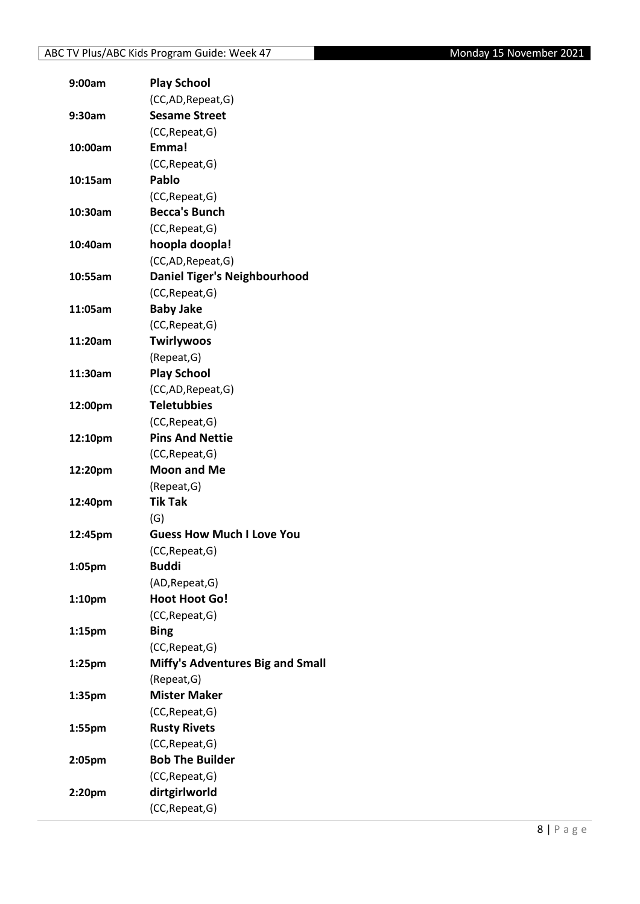| | |
|---|---|
| **9:00am** | **Play School** |
| | (CC,AD,Repeat,G) |
| **9:30am** | **Sesame Street** |
| | (CC,Repeat,G) |
| **10:00am** | **Emma!** |
| | (CC,Repeat,G) |
| **10:15am** | **Pablo** |
| | (CC,Repeat,G) |
| **10:30am** | **Becca's Bunch** |
| | (CC,Repeat,G) |
| **10:40am** | **hoopla doopla!** |
| | (CC,AD,Repeat,G) |
| **10:55am** | **Daniel Tiger's Neighbourhood** |
| | (CC,Repeat,G) |
| **11:05am** | **Baby Jake** |
| | (CC,Repeat,G) |
| **11:20am** | **Twirlywoos** |
| | (Repeat,G) |
| **11:30am** | **Play School** |
| | (CC,AD,Repeat,G) |
| **12:00pm** | **Teletubbies** |
| | (CC,Repeat,G) |
| **12:10pm** | **Pins And Nettie** |
| | (CC,Repeat,G) |
| **12:20pm** | **Moon and Me** |
| | (Repeat,G) |
| **12:40pm** | **Tik Tak** |
| | (G) |
| **12:45pm** | **Guess How Much I Love You** |
| | (CC,Repeat,G) |
| **1:05pm** | **Buddi** |
| | (AD,Repeat,G) |
| **1:10pm** | **Hoot Hoot Go!** |
| | (CC,Repeat,G) |
| **1:15pm** | **Bing** |
| | (CC,Repeat,G) |
| **1:25pm** | **Miffy's Adventures Big and Small** |
| | (Repeat,G) |
| **1:35pm** | **Mister Maker** |
| | (CC,Repeat,G) |
| **1:55pm** | **Rusty Rivets** |
| | (CC,Repeat,G) |
| **2:05pm** | **Bob The Builder** |
| | (CC,Repeat,G) |
| **2:20pm** | **dirtgirlworld** |
| | (CC,Repeat,G) |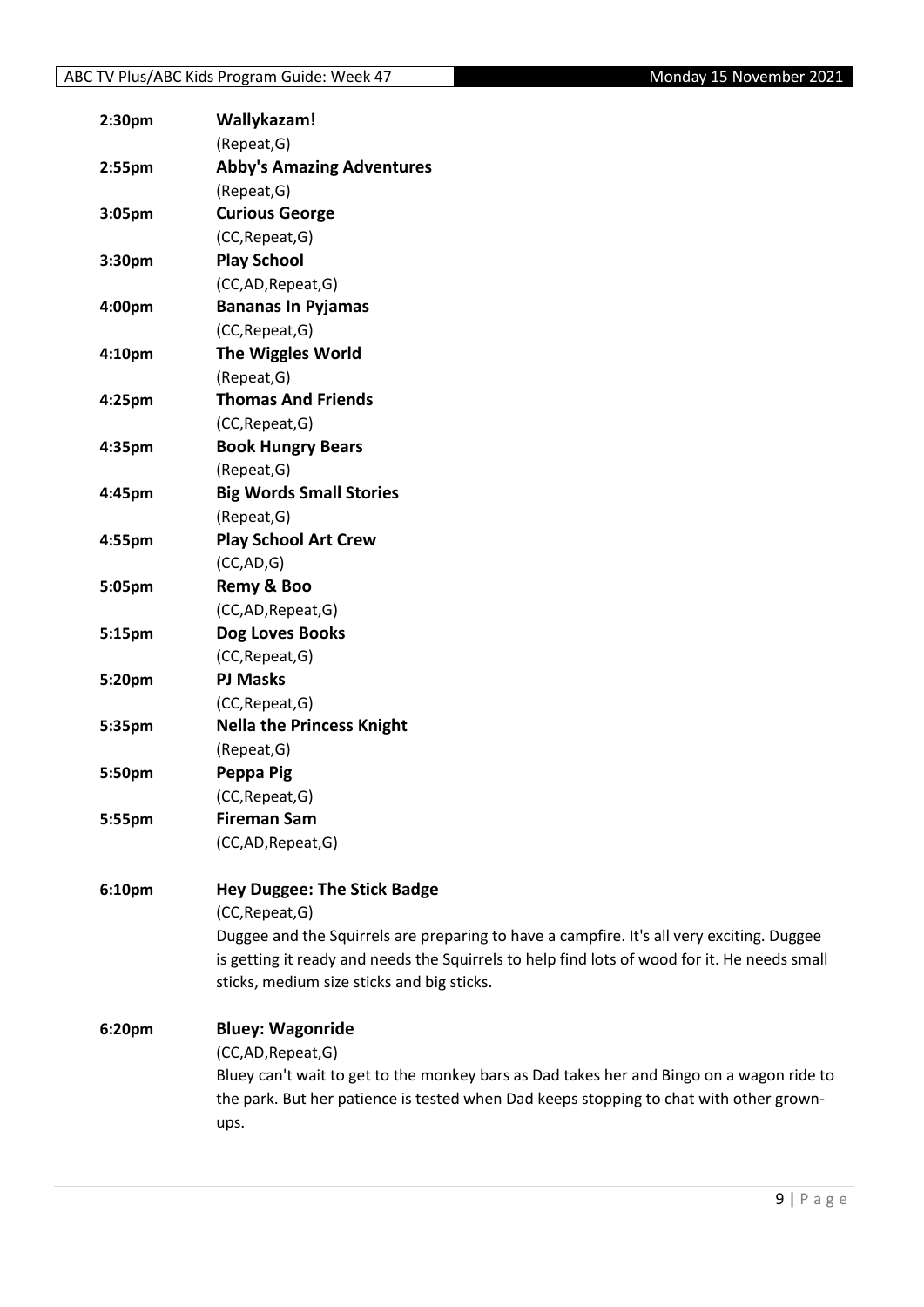**2:30pm** **Wallykazam!**
(Repeat,G)

**2:55pm** **Abby's Amazing Adventures**
(Repeat,G)

**3:05pm** **Curious George**
(CC,Repeat,G)

**3:30pm** **Play School**
(CC,AD,Repeat,G)

**4:00pm** **Bananas In Pyjamas**
(CC,Repeat,G)

**4:10pm** **The Wiggles World**
(Repeat,G)

**4:25pm** **Thomas And Friends**
(CC,Repeat,G)

**4:35pm** **Book Hungry Bears**
(Repeat,G)

**4:45pm** **Big Words Small Stories**
(Repeat,G)

**4:55pm** **Play School Art Crew**
(CC,AD,G)

**5:05pm** **Remy & Boo**
(CC,AD,Repeat,G)

**5:15pm** **Dog Loves Books**
(CC,Repeat,G)

**5:20pm** **PJ Masks**
(CC,Repeat,G)

**5:35pm** **Nella the Princess Knight**
(Repeat,G)

**5:50pm** **Peppa Pig**
(CC,Repeat,G)

**5:55pm** **Fireman Sam**
(CC,AD,Repeat,G)

**6:10pm** **Hey Duggee: The Stick Badge**
(CC,Repeat,G)
Duggee and the Squirrels are preparing to have a campfire. It's all very exciting. Duggee is getting it ready and needs the Squirrels to help find lots of wood for it. He needs small sticks, medium size sticks and big sticks.

**6:20pm** **Bluey: Wagonride**
(CC,AD,Repeat,G)
Bluey can't wait to get to the monkey bars as Dad takes her and Bingo on a wagon ride to the park. But her patience is tested when Dad keeps stopping to chat with other grown-ups.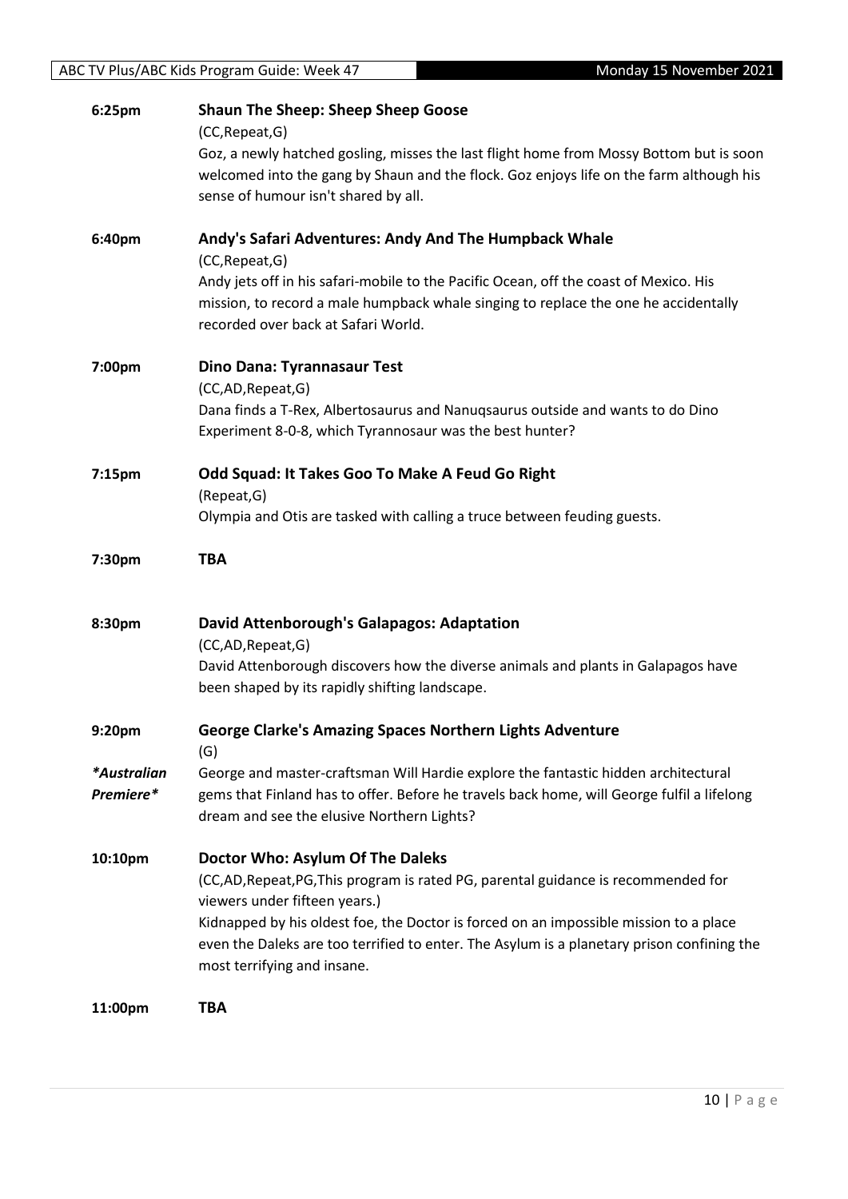**6:25pm** **Shaun The Sheep: Sheep Sheep Goose**

(CC,Repeat,G)

Goz, a newly hatched gosling, misses the last flight home from Mossy Bottom but is soon welcomed into the gang by Shaun and the flock. Goz enjoys life on the farm although his sense of humour isn't shared by all.

**6:40pm** **Andy's Safari Adventures: Andy And The Humpback Whale**

(CC,Repeat,G)

Andy jets off in his safari-mobile to the Pacific Ocean, off the coast of Mexico. His mission, to record a male humpback whale singing to replace the one he accidentally recorded over back at Safari World.

**7:00pm** **Dino Dana: Tyrannasaur Test**

(CC,AD,Repeat,G)

Dana finds a T-Rex, Albertosaurus and Nanuqsaurus outside and wants to do Dino Experiment 8-0-8, which Tyrannosaur was the best hunter?

**7:15pm** **Odd Squad: It Takes Goo To Make A Feud Go Right**

(Repeat,G)

Olympia and Otis are tasked with calling a truce between feuding guests.

**7:30pm** **TBA**

**8:30pm** **David Attenborough's Galapagos: Adaptation**

(CC,AD,Repeat,G)

David Attenborough discovers how the diverse animals and plants in Galapagos have been shaped by its rapidly shifting landscape.

**9:20pm** **George Clarke's Amazing Spaces Northern Lights Adventure**

(G)

***Australian Premiere***

George and master-craftsman Will Hardie explore the fantastic hidden architectural gems that Finland has to offer. Before he travels back home, will George fulfil a lifelong dream and see the elusive Northern Lights?

**10:10pm** **Doctor Who: Asylum Of The Daleks**

(CC,AD,Repeat,PG,This program is rated PG, parental guidance is recommended for viewers under fifteen years.)

Kidnapped by his oldest foe, the Doctor is forced on an impossible mission to a place even the Daleks are too terrified to enter. The Asylum is a planetary prison confining the most terrifying and insane.

**11:00pm** **TBA**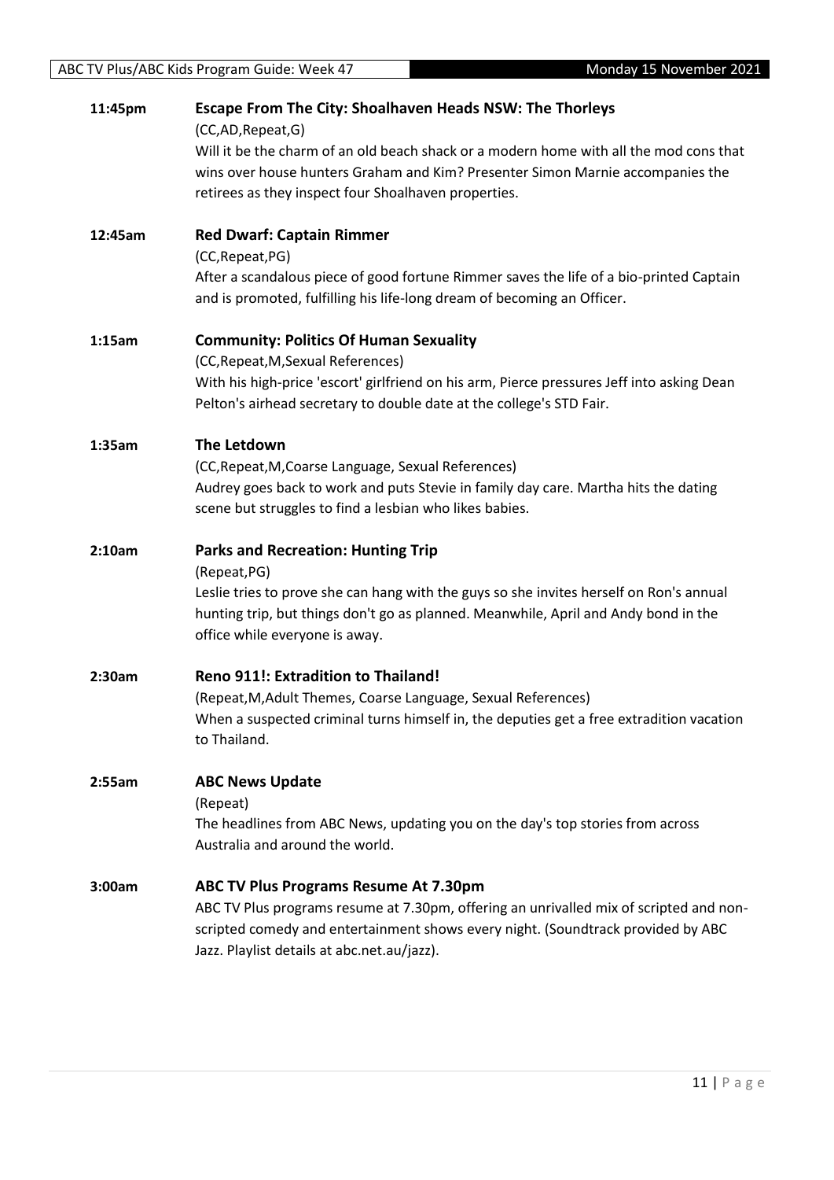**11:45pm** **Escape From The City: Shoalhaven Heads NSW: The Thorleys**

(CC,AD,Repeat,G)

Will it be the charm of an old beach shack or a modern home with all the mod cons that wins over house hunters Graham and Kim? Presenter Simon Marnie accompanies the retirees as they inspect four Shoalhaven properties.

**12:45am** **Red Dwarf: Captain Rimmer**

(CC,Repeat,PG)

After a scandalous piece of good fortune Rimmer saves the life of a bio-printed Captain and is promoted, fulfilling his life-long dream of becoming an Officer.

**1:15am** **Community: Politics Of Human Sexuality**

(CC,Repeat,M,Sexual References)

With his high-price 'escort' girlfriend on his arm, Pierce pressures Jeff into asking Dean Pelton's airhead secretary to double date at the college's STD Fair.

**1:35am** **The Letdown**

(CC,Repeat,M,Coarse Language, Sexual References)

Audrey goes back to work and puts Stevie in family day care. Martha hits the dating scene but struggles to find a lesbian who likes babies.

**2:10am** **Parks and Recreation: Hunting Trip**

(Repeat,PG)

Leslie tries to prove she can hang with the guys so she invites herself on Ron's annual hunting trip, but things don't go as planned. Meanwhile, April and Andy bond in the office while everyone is away.

**2:30am** **Reno 911!: Extradition to Thailand!**

(Repeat,M,Adult Themes, Coarse Language, Sexual References)

When a suspected criminal turns himself in, the deputies get a free extradition vacation to Thailand.

**2:55am** **ABC News Update**

(Repeat)

The headlines from ABC News, updating you on the day's top stories from across Australia and around the world.

**3:00am** **ABC TV Plus Programs Resume At 7.30pm**

ABC TV Plus programs resume at 7.30pm, offering an unrivalled mix of scripted and non-scripted comedy and entertainment shows every night. (Soundtrack provided by ABC Jazz. Playlist details at abc.net.au/jazz).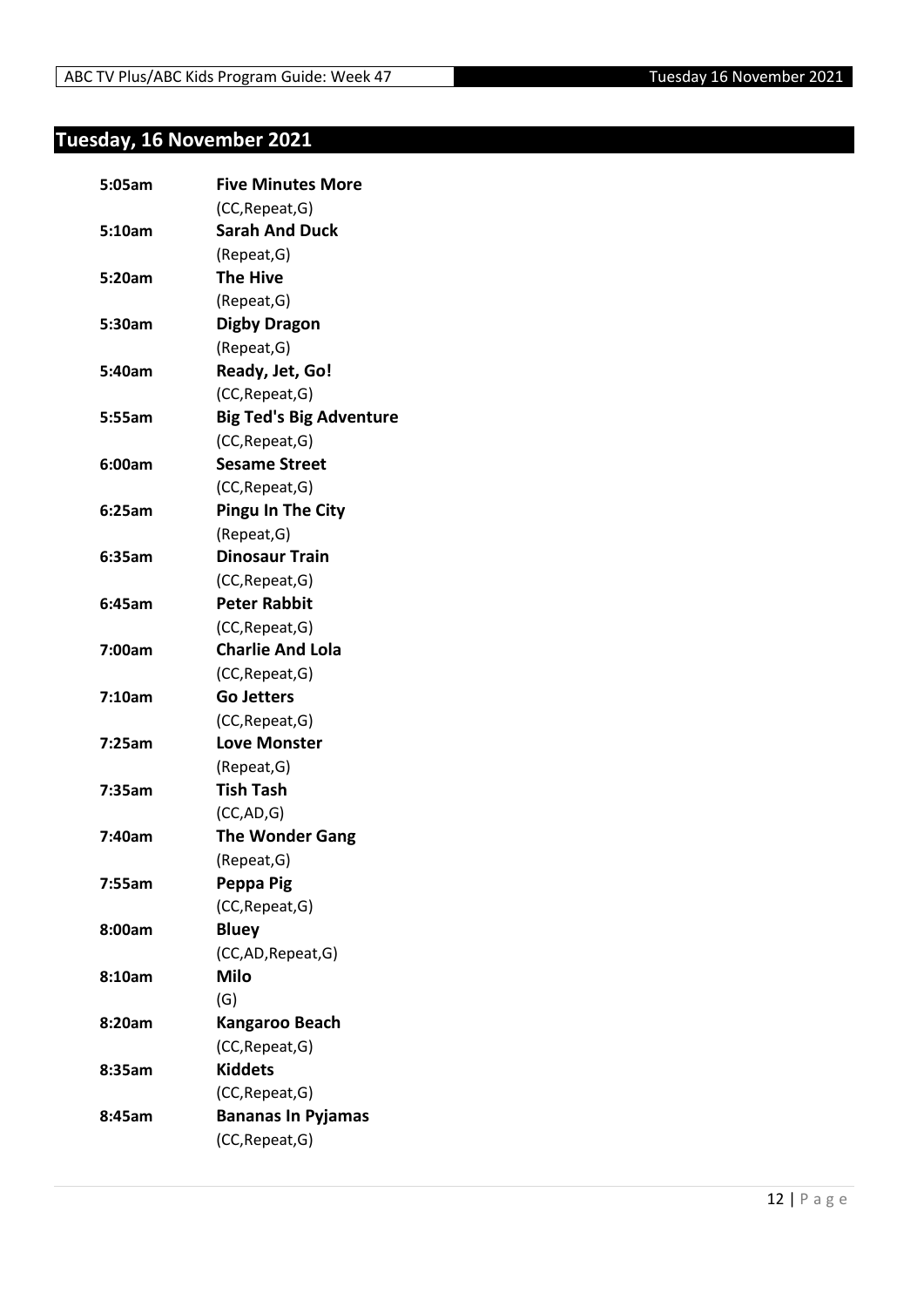## Tuesday, 16 November 2021

| | |
|---|---|
| **5:05am** | **Five Minutes More** |
| | (CC,Repeat,G) |
| **5:10am** | **Sarah And Duck** |
| | (Repeat,G) |
| **5:20am** | **The Hive** |
| | (Repeat,G) |
| **5:30am** | **Digby Dragon** |
| | (Repeat,G) |
| **5:40am** | **Ready, Jet, Go!** |
| | (CC,Repeat,G) |
| **5:55am** | **Big Ted's Big Adventure** |
| | (CC,Repeat,G) |
| **6:00am** | **Sesame Street** |
| | (CC,Repeat,G) |
| **6:25am** | **Pingu In The City** |
| | (Repeat,G) |
| **6:35am** | **Dinosaur Train** |
| | (CC,Repeat,G) |
| **6:45am** | **Peter Rabbit** |
| | (CC,Repeat,G) |
| **7:00am** | **Charlie And Lola** |
| | (CC,Repeat,G) |
| **7:10am** | **Go Jetters** |
| | (CC,Repeat,G) |
| **7:25am** | **Love Monster** |
| | (Repeat,G) |
| **7:35am** | **Tish Tash** |
| | (CC,AD,G) |
| **7:40am** | **The Wonder Gang** |
| | (Repeat,G) |
| **7:55am** | **Peppa Pig** |
| | (CC,Repeat,G) |
| **8:00am** | **Bluey** |
| | (CC,AD,Repeat,G) |
| **8:10am** | **Milo** |
| | (G) |
| **8:20am** | **Kangaroo Beach** |
| | (CC,Repeat,G) |
| **8:35am** | **Kiddets** |
| | (CC,Repeat,G) |
| **8:45am** | **Bananas In Pyjamas** |
| | (CC,Repeat,G) |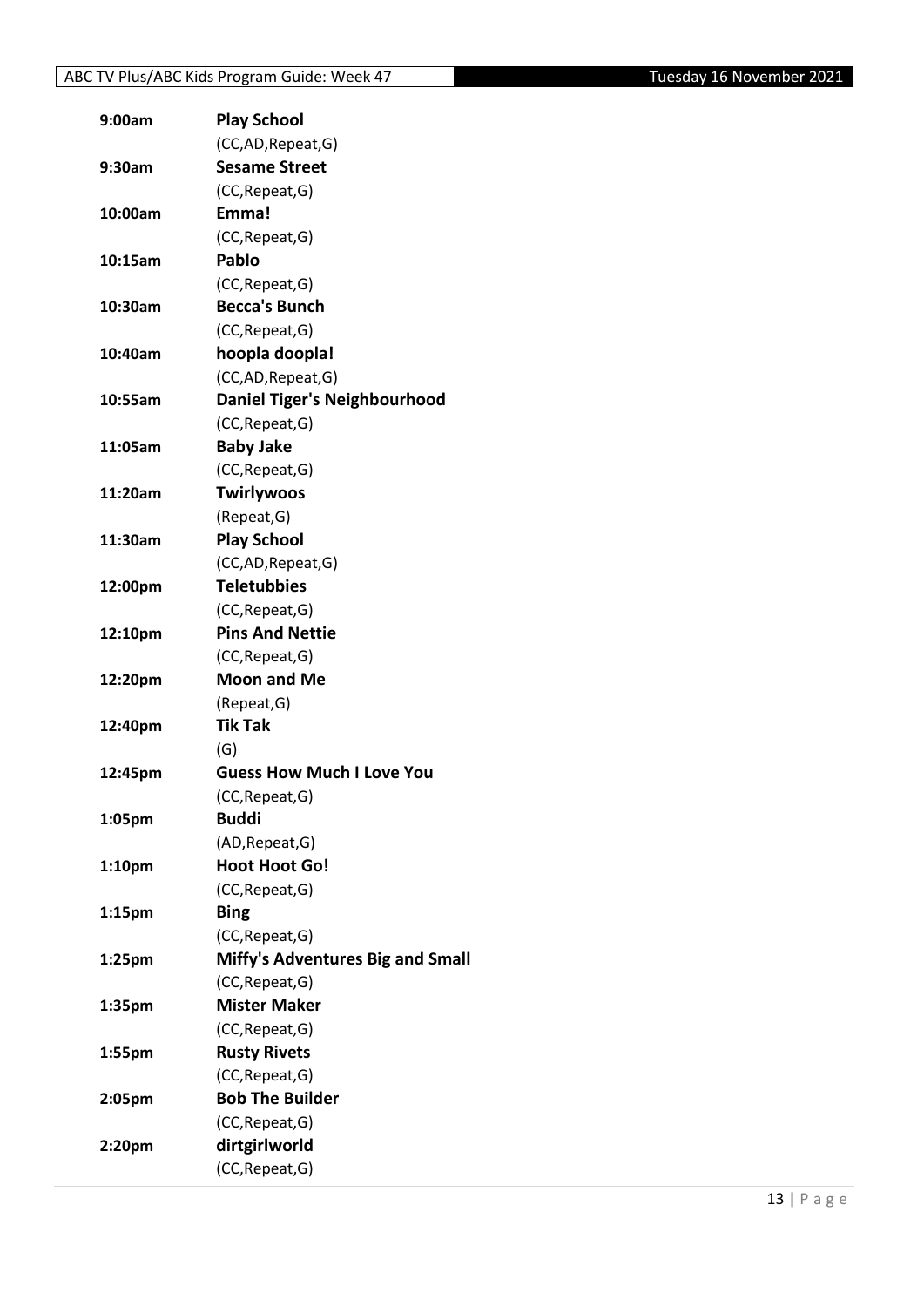| | |
|---|---|
| **9:00am** | **Play School** |
| | (CC,AD,Repeat,G) |
| **9:30am** | **Sesame Street** |
| | (CC,Repeat,G) |
| **10:00am** | **Emma!** |
| | (CC,Repeat,G) |
| **10:15am** | **Pablo** |
| | (CC,Repeat,G) |
| **10:30am** | **Becca's Bunch** |
| | (CC,Repeat,G) |
| **10:40am** | **hoopla doopla!** |
| | (CC,AD,Repeat,G) |
| **10:55am** | **Daniel Tiger's Neighbourhood** |
| | (CC,Repeat,G) |
| **11:05am** | **Baby Jake** |
| | (CC,Repeat,G) |
| **11:20am** | **Twirlywoos** |
| | (Repeat,G) |
| **11:30am** | **Play School** |
| | (CC,AD,Repeat,G) |
| **12:00pm** | **Teletubbies** |
| | (CC,Repeat,G) |
| **12:10pm** | **Pins And Nettie** |
| | (CC,Repeat,G) |
| **12:20pm** | **Moon and Me** |
| | (Repeat,G) |
| **12:40pm** | **Tik Tak** |
| | (G) |
| **12:45pm** | **Guess How Much I Love You** |
| | (CC,Repeat,G) |
| **1:05pm** | **Buddi** |
| | (AD,Repeat,G) |
| **1:10pm** | **Hoot Hoot Go!** |
| | (CC,Repeat,G) |
| **1:15pm** | **Bing** |
| | (CC,Repeat,G) |
| **1:25pm** | **Miffy's Adventures Big and Small** |
| | (CC,Repeat,G) |
| **1:35pm** | **Mister Maker** |
| | (CC,Repeat,G) |
| **1:55pm** | **Rusty Rivets** |
| | (CC,Repeat,G) |
| **2:05pm** | **Bob The Builder** |
| | (CC,Repeat,G) |
| **2:20pm** | **dirtgirlworld** |
| | (CC,Repeat,G) |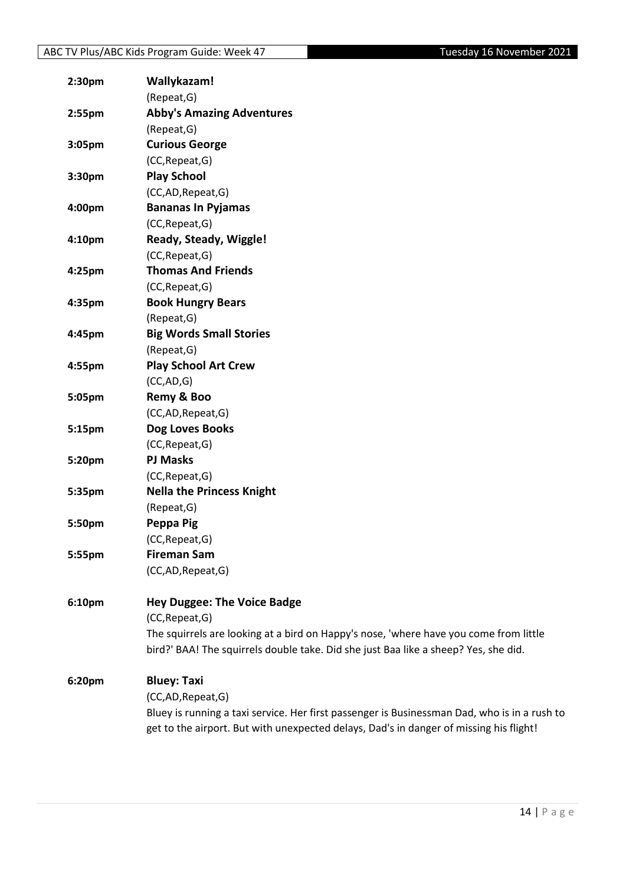**2:30pm** **Wallykazam!**
(Repeat,G)

**2:55pm** **Abby's Amazing Adventures**
(Repeat,G)

**3:05pm** **Curious George**
(CC,Repeat,G)

**3:30pm** **Play School**
(CC,AD,Repeat,G)

**4:00pm** **Bananas In Pyjamas**
(CC,Repeat,G)

**4:10pm** **Ready, Steady, Wiggle!**
(CC,Repeat,G)

**4:25pm** **Thomas And Friends**
(CC,Repeat,G)

**4:35pm** **Book Hungry Bears**
(Repeat,G)

**4:45pm** **Big Words Small Stories**
(Repeat,G)

**4:55pm** **Play School Art Crew**
(CC,AD,G)

**5:05pm** **Remy & Boo**
(CC,AD,Repeat,G)

**5:15pm** **Dog Loves Books**
(CC,Repeat,G)

**5:20pm** **PJ Masks**
(CC,Repeat,G)

**5:35pm** **Nella the Princess Knight**
(Repeat,G)

**5:50pm** **Peppa Pig**
(CC,Repeat,G)

**5:55pm** **Fireman Sam**
(CC,AD,Repeat,G)

**6:10pm** **Hey Duggee: The Voice Badge**
(CC,Repeat,G)
The squirrels are looking at a bird on Happy's nose, 'where have you come from little bird?' BAA! The squirrels double take. Did she just Baa like a sheep? Yes, she did.

**6:20pm** **Bluey: Taxi**
(CC,AD,Repeat,G)
Bluey is running a taxi service. Her first passenger is Businessman Dad, who is in a rush to get to the airport. But with unexpected delays, Dad's in danger of missing his flight!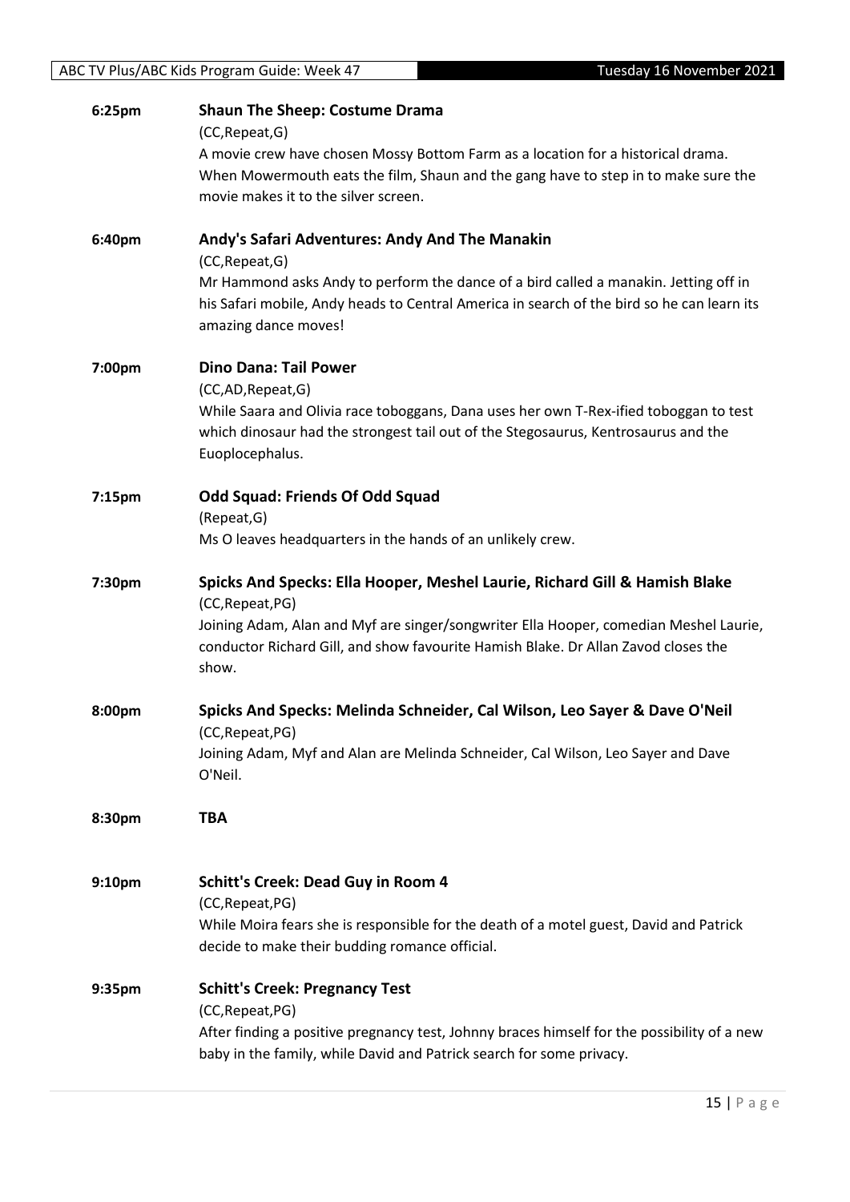**6:25pm** **Shaun The Sheep: Costume Drama**

(CC,Repeat,G)

A movie crew have chosen Mossy Bottom Farm as a location for a historical drama. When Mowermouth eats the film, Shaun and the gang have to step in to make sure the movie makes it to the silver screen.

**6:40pm** **Andy's Safari Adventures: Andy And The Manakin**

(CC,Repeat,G)

Mr Hammond asks Andy to perform the dance of a bird called a manakin. Jetting off in his Safari mobile, Andy heads to Central America in search of the bird so he can learn its amazing dance moves!

**7:00pm** **Dino Dana: Tail Power**

(CC,AD,Repeat,G)

While Saara and Olivia race toboggans, Dana uses her own T-Rex-ified toboggan to test which dinosaur had the strongest tail out of the Stegosaurus, Kentrosaurus and the Euoplocephalus.

**7:15pm** **Odd Squad: Friends Of Odd Squad**

(Repeat,G)

Ms O leaves headquarters in the hands of an unlikely crew.

**7:30pm** **Spicks And Specks: Ella Hooper, Meshel Laurie, Richard Gill & Hamish Blake**

(CC,Repeat,PG)

Joining Adam, Alan and Myf are singer/songwriter Ella Hooper, comedian Meshel Laurie, conductor Richard Gill, and show favourite Hamish Blake. Dr Allan Zavod closes the show.

**8:00pm** **Spicks And Specks: Melinda Schneider, Cal Wilson, Leo Sayer & Dave O'Neil**

(CC,Repeat,PG)

Joining Adam, Myf and Alan are Melinda Schneider, Cal Wilson, Leo Sayer and Dave O'Neil.

**8:30pm** **TBA**

**9:10pm** **Schitt's Creek: Dead Guy in Room 4**

(CC,Repeat,PG)

While Moira fears she is responsible for the death of a motel guest, David and Patrick decide to make their budding romance official.

**9:35pm** **Schitt's Creek: Pregnancy Test**

(CC,Repeat,PG)

After finding a positive pregnancy test, Johnny braces himself for the possibility of a new baby in the family, while David and Patrick search for some privacy.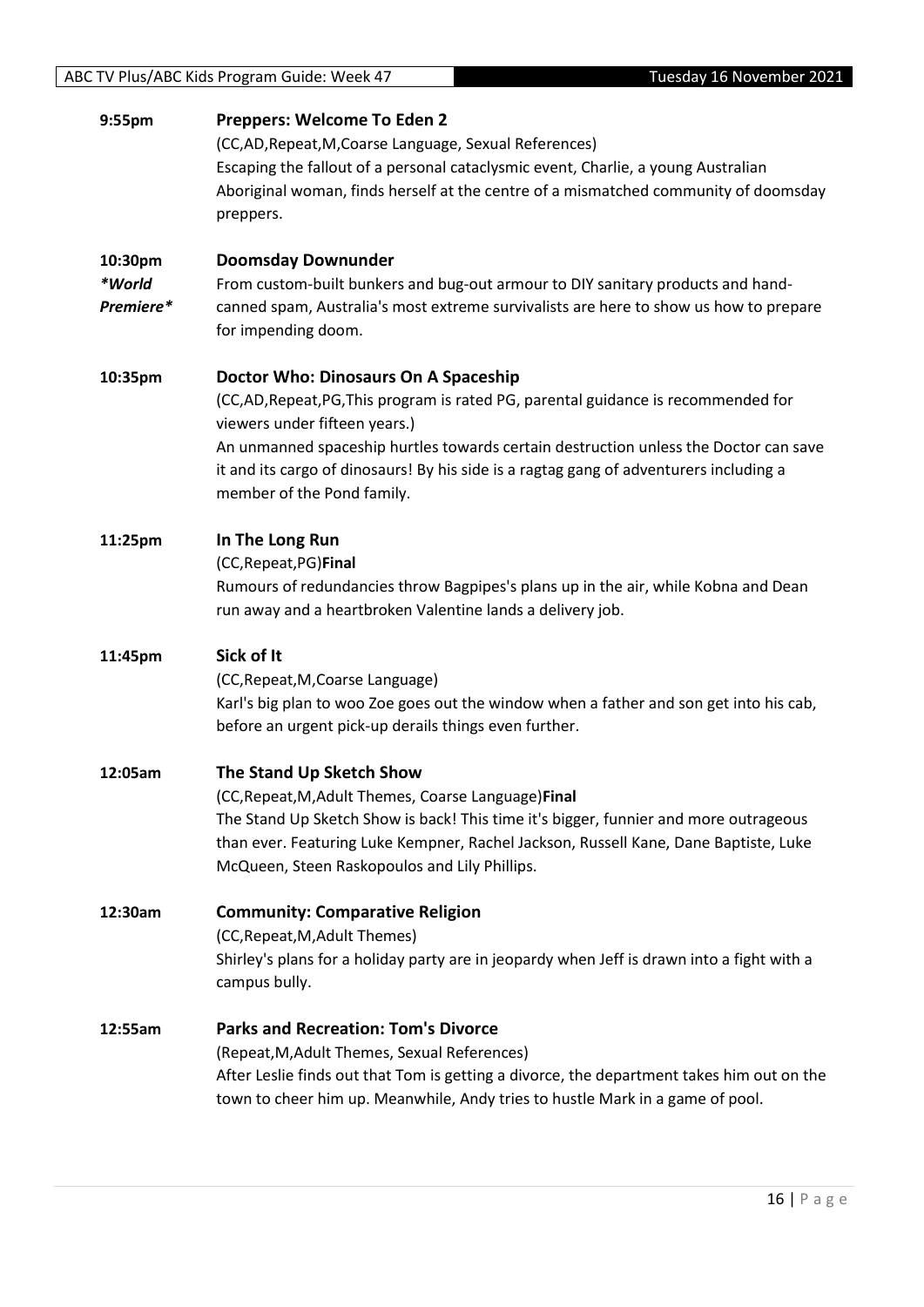**9:55pm** **Preppers: Welcome To Eden 2**

(CC,AD,Repeat,M,Coarse Language, Sexual References)

Escaping the fallout of a personal cataclysmic event, Charlie, a young Australian Aboriginal woman, finds herself at the centre of a mismatched community of doomsday preppers.

**10:30pm** *\*World Premiere\** **Doomsday Downunder**

From custom-built bunkers and bug-out armour to DIY sanitary products and hand-canned spam, Australia's most extreme survivalists are here to show us how to prepare for impending doom.

**10:35pm** **Doctor Who: Dinosaurs On A Spaceship**

(CC,AD,Repeat,PG,This program is rated PG, parental guidance is recommended for viewers under fifteen years.)

An unmanned spaceship hurtles towards certain destruction unless the Doctor can save it and its cargo of dinosaurs! By his side is a ragtag gang of adventurers including a member of the Pond family.

**11:25pm** **In The Long Run**

(CC,Repeat,PG)**Final**

Rumours of redundancies throw Bagpipes's plans up in the air, while Kobna and Dean run away and a heartbroken Valentine lands a delivery job.

**11:45pm** **Sick of It**

(CC,Repeat,M,Coarse Language)

Karl's big plan to woo Zoe goes out the window when a father and son get into his cab, before an urgent pick-up derails things even further.

**12:05am** **The Stand Up Sketch Show**

(CC,Repeat,M,Adult Themes, Coarse Language)**Final**

The Stand Up Sketch Show is back! This time it's bigger, funnier and more outrageous than ever. Featuring Luke Kempner, Rachel Jackson, Russell Kane, Dane Baptiste, Luke McQueen, Steen Raskopoulos and Lily Phillips.

**12:30am** **Community: Comparative Religion**

(CC,Repeat,M,Adult Themes)

Shirley's plans for a holiday party are in jeopardy when Jeff is drawn into a fight with a campus bully.

**12:55am** **Parks and Recreation: Tom's Divorce**

(Repeat,M,Adult Themes, Sexual References)

After Leslie finds out that Tom is getting a divorce, the department takes him out on the town to cheer him up. Meanwhile, Andy tries to hustle Mark in a game of pool.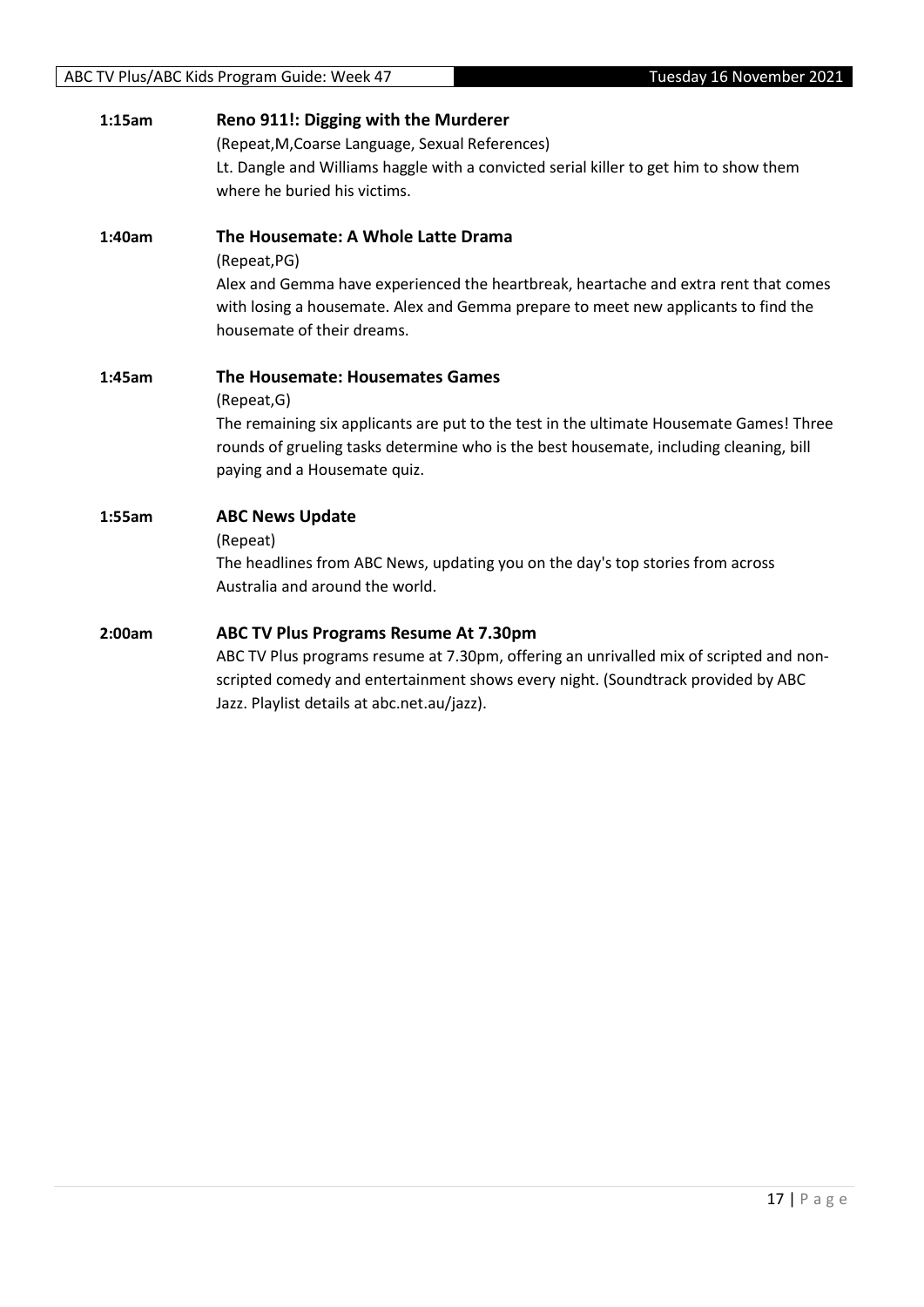**1:15am** **Reno 911!: Digging with the Murderer**

(Repeat,M,Coarse Language, Sexual References)

Lt. Dangle and Williams haggle with a convicted serial killer to get him to show them where he buried his victims.

**1:40am** **The Housemate: A Whole Latte Drama**

(Repeat,PG)

Alex and Gemma have experienced the heartbreak, heartache and extra rent that comes with losing a housemate. Alex and Gemma prepare to meet new applicants to find the housemate of their dreams.

**1:45am** **The Housemate: Housemates Games**

(Repeat,G)

The remaining six applicants are put to the test in the ultimate Housemate Games! Three rounds of grueling tasks determine who is the best housemate, including cleaning, bill paying and a Housemate quiz.

**1:55am** **ABC News Update**

(Repeat)

The headlines from ABC News, updating you on the day's top stories from across Australia and around the world.

**2:00am** **ABC TV Plus Programs Resume At 7.30pm**

ABC TV Plus programs resume at 7.30pm, offering an unrivalled mix of scripted and non-scripted comedy and entertainment shows every night. (Soundtrack provided by ABC Jazz. Playlist details at abc.net.au/jazz).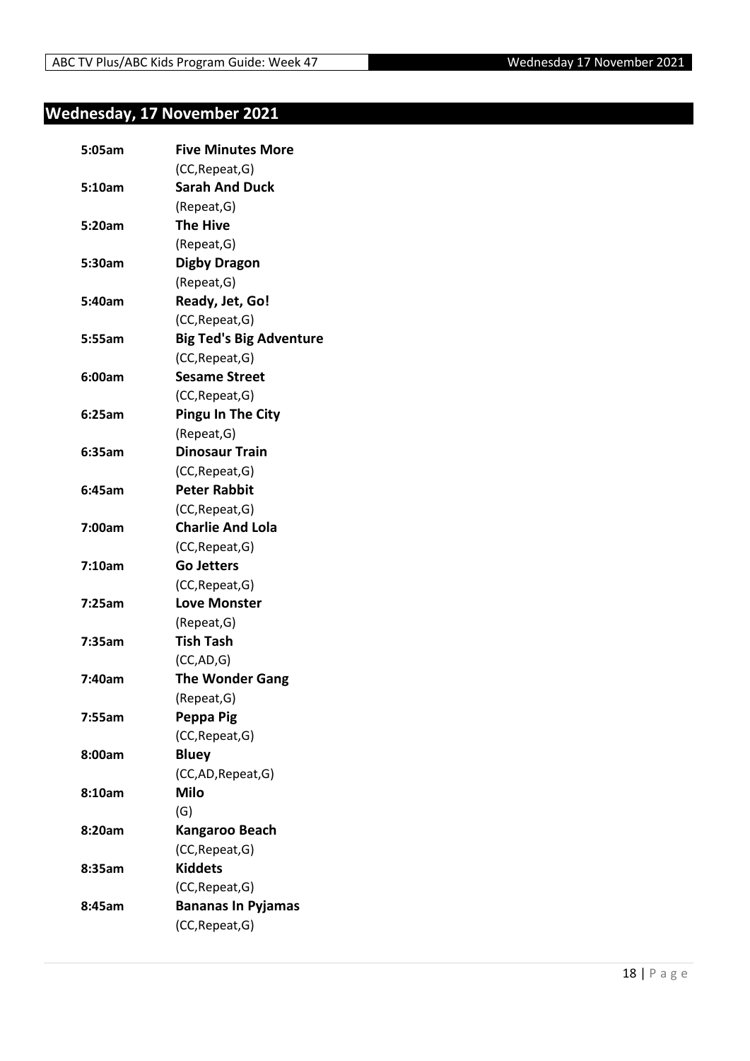## Wednesday, 17 November 2021

| | |
|---|---|
| **5:05am** | **Five Minutes More** |
| | (CC,Repeat,G) |
| **5:10am** | **Sarah And Duck** |
| | (Repeat,G) |
| **5:20am** | **The Hive** |
| | (Repeat,G) |
| **5:30am** | **Digby Dragon** |
| | (Repeat,G) |
| **5:40am** | **Ready, Jet, Go!** |
| | (CC,Repeat,G) |
| **5:55am** | **Big Ted's Big Adventure** |
| | (CC,Repeat,G) |
| **6:00am** | **Sesame Street** |
| | (CC,Repeat,G) |
| **6:25am** | **Pingu In The City** |
| | (Repeat,G) |
| **6:35am** | **Dinosaur Train** |
| | (CC,Repeat,G) |
| **6:45am** | **Peter Rabbit** |
| | (CC,Repeat,G) |
| **7:00am** | **Charlie And Lola** |
| | (CC,Repeat,G) |
| **7:10am** | **Go Jetters** |
| | (CC,Repeat,G) |
| **7:25am** | **Love Monster** |
| | (Repeat,G) |
| **7:35am** | **Tish Tash** |
| | (CC,AD,G) |
| **7:40am** | **The Wonder Gang** |
| | (Repeat,G) |
| **7:55am** | **Peppa Pig** |
| | (CC,Repeat,G) |
| **8:00am** | **Bluey** |
| | (CC,AD,Repeat,G) |
| **8:10am** | **Milo** |
| | (G) |
| **8:20am** | **Kangaroo Beach** |
| | (CC,Repeat,G) |
| **8:35am** | **Kiddets** |
| | (CC,Repeat,G) |
| **8:45am** | **Bananas In Pyjamas** |
| | (CC,Repeat,G) |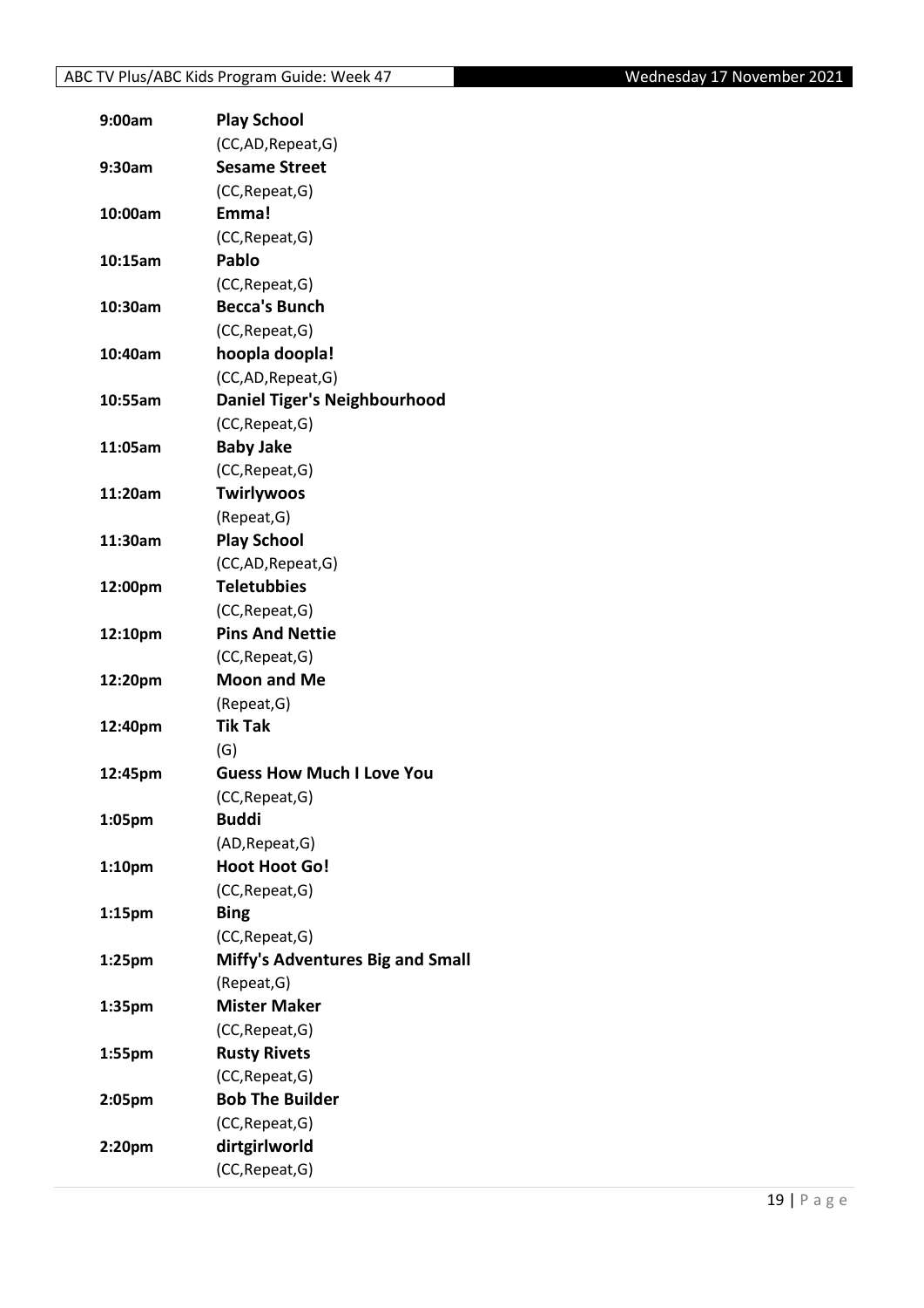| | |
|---|---|
| **9:00am** | **Play School** |
| | (CC,AD,Repeat,G) |
| **9:30am** | **Sesame Street** |
| | (CC,Repeat,G) |
| **10:00am** | **Emma!** |
| | (CC,Repeat,G) |
| **10:15am** | **Pablo** |
| | (CC,Repeat,G) |
| **10:30am** | **Becca's Bunch** |
| | (CC,Repeat,G) |
| **10:40am** | **hoopla doopla!** |
| | (CC,AD,Repeat,G) |
| **10:55am** | **Daniel Tiger's Neighbourhood** |
| | (CC,Repeat,G) |
| **11:05am** | **Baby Jake** |
| | (CC,Repeat,G) |
| **11:20am** | **Twirlywoos** |
| | (Repeat,G) |
| **11:30am** | **Play School** |
| | (CC,AD,Repeat,G) |
| **12:00pm** | **Teletubbies** |
| | (CC,Repeat,G) |
| **12:10pm** | **Pins And Nettie** |
| | (CC,Repeat,G) |
| **12:20pm** | **Moon and Me** |
| | (Repeat,G) |
| **12:40pm** | **Tik Tak** |
| | (G) |
| **12:45pm** | **Guess How Much I Love You** |
| | (CC,Repeat,G) |
| **1:05pm** | **Buddi** |
| | (AD,Repeat,G) |
| **1:10pm** | **Hoot Hoot Go!** |
| | (CC,Repeat,G) |
| **1:15pm** | **Bing** |
| | (CC,Repeat,G) |
| **1:25pm** | **Miffy's Adventures Big and Small** |
| | (Repeat,G) |
| **1:35pm** | **Mister Maker** |
| | (CC,Repeat,G) |
| **1:55pm** | **Rusty Rivets** |
| | (CC,Repeat,G) |
| **2:05pm** | **Bob The Builder** |
| | (CC,Repeat,G) |
| **2:20pm** | **dirtgirlworld** |
| | (CC,Repeat,G) |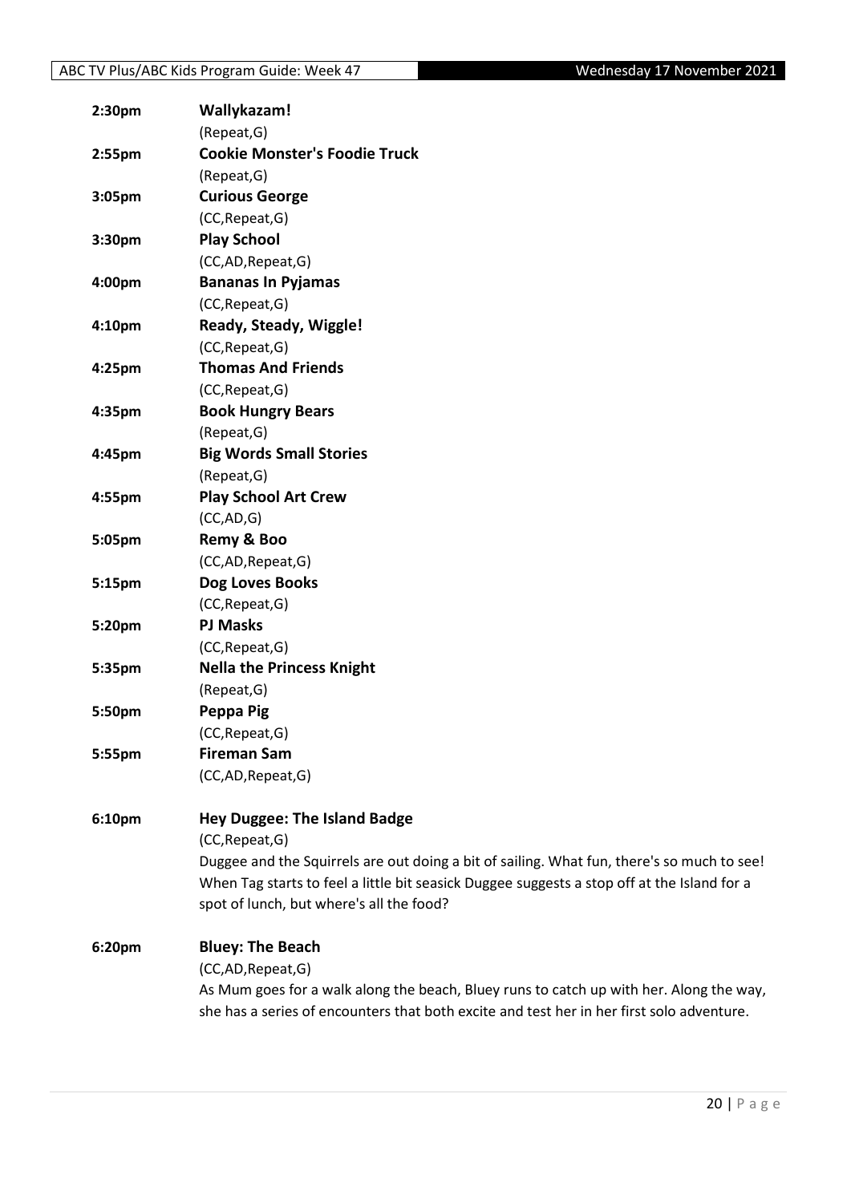**2:30pm** **Wallykazam!**
(Repeat,G)

**2:55pm** **Cookie Monster's Foodie Truck**
(Repeat,G)

**3:05pm** **Curious George**
(CC,Repeat,G)

**3:30pm** **Play School**
(CC,AD,Repeat,G)

**4:00pm** **Bananas In Pyjamas**
(CC,Repeat,G)

**4:10pm** **Ready, Steady, Wiggle!**
(CC,Repeat,G)

**4:25pm** **Thomas And Friends**
(CC,Repeat,G)

**4:35pm** **Book Hungry Bears**
(Repeat,G)

**4:45pm** **Big Words Small Stories**
(Repeat,G)

**4:55pm** **Play School Art Crew**
(CC,AD,G)

**5:05pm** **Remy & Boo**
(CC,AD,Repeat,G)

**5:15pm** **Dog Loves Books**
(CC,Repeat,G)

**5:20pm** **PJ Masks**
(CC,Repeat,G)

**5:35pm** **Nella the Princess Knight**
(Repeat,G)

**5:50pm** **Peppa Pig**
(CC,Repeat,G)

**5:55pm** **Fireman Sam**
(CC,AD,Repeat,G)

**6:10pm** **Hey Duggee: The Island Badge**
(CC,Repeat,G)
Duggee and the Squirrels are out doing a bit of sailing. What fun, there's so much to see! When Tag starts to feel a little bit seasick Duggee suggests a stop off at the Island for a spot of lunch, but where's all the food?

**6:20pm** **Bluey: The Beach**
(CC,AD,Repeat,G)
As Mum goes for a walk along the beach, Bluey runs to catch up with her. Along the way, she has a series of encounters that both excite and test her in her first solo adventure.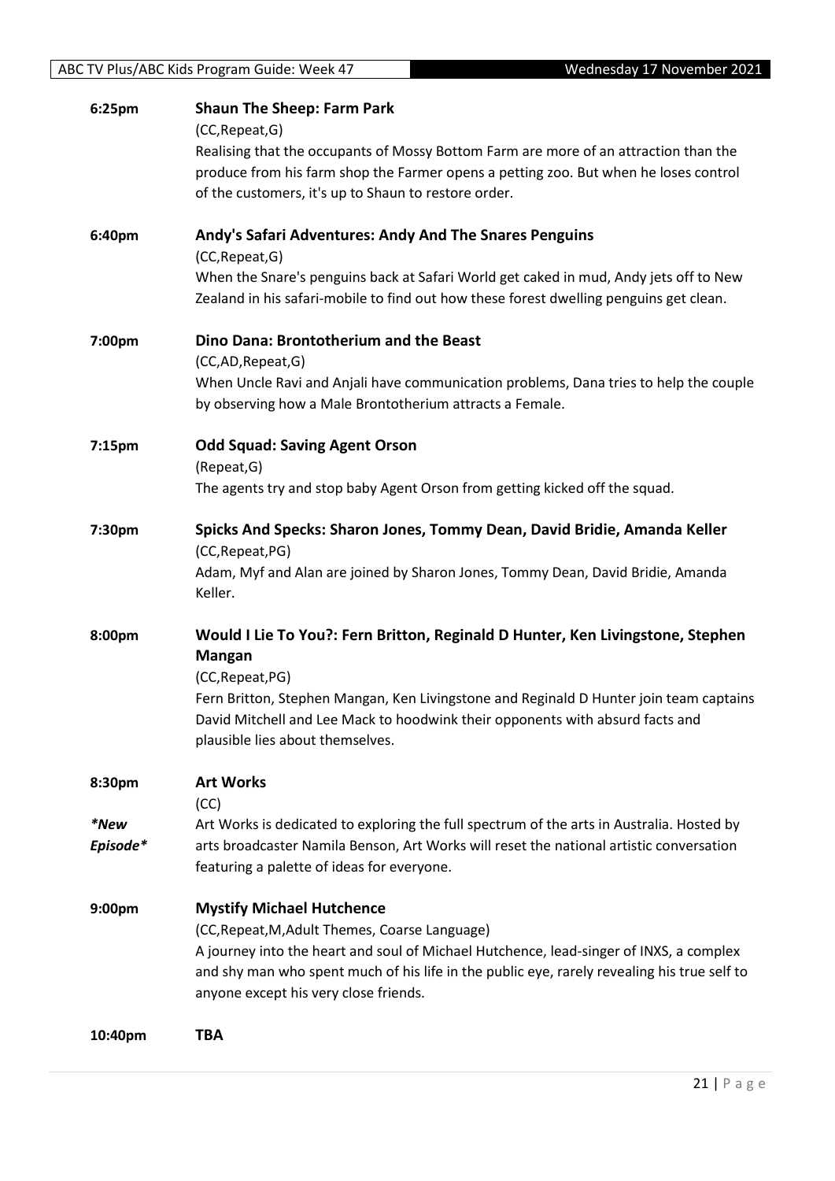**6:25pm** **Shaun The Sheep: Farm Park**

(CC,Repeat,G)

Realising that the occupants of Mossy Bottom Farm are more of an attraction than the produce from his farm shop the Farmer opens a petting zoo. But when he loses control of the customers, it's up to Shaun to restore order.

**6:40pm** **Andy's Safari Adventures: Andy And The Snares Penguins**

(CC,Repeat,G)

When the Snare's penguins back at Safari World get caked in mud, Andy jets off to New Zealand in his safari-mobile to find out how these forest dwelling penguins get clean.

**7:00pm** **Dino Dana: Brontotherium and the Beast**

(CC,AD,Repeat,G)

When Uncle Ravi and Anjali have communication problems, Dana tries to help the couple by observing how a Male Brontotherium attracts a Female.

**7:15pm** **Odd Squad: Saving Agent Orson**

(Repeat,G)

The agents try and stop baby Agent Orson from getting kicked off the squad.

**7:30pm** **Spicks And Specks: Sharon Jones, Tommy Dean, David Bridie, Amanda Keller**

(CC,Repeat,PG)

Adam, Myf and Alan are joined by Sharon Jones, Tommy Dean, David Bridie, Amanda Keller.

**8:00pm** **Would I Lie To You?: Fern Britton, Reginald D Hunter, Ken Livingstone, Stephen Mangan**

(CC,Repeat,PG)

Fern Britton, Stephen Mangan, Ken Livingstone and Reginald D Hunter join team captains David Mitchell and Lee Mack to hoodwink their opponents with absurd facts and plausible lies about themselves.

**8:30pm** **Art Works**

*\*New Episode\**

(CC)

Art Works is dedicated to exploring the full spectrum of the arts in Australia. Hosted by arts broadcaster Namila Benson, Art Works will reset the national artistic conversation featuring a palette of ideas for everyone.

**9:00pm** **Mystify Michael Hutchence**

(CC,Repeat,M,Adult Themes, Coarse Language)

A journey into the heart and soul of Michael Hutchence, lead-singer of INXS, a complex and shy man who spent much of his life in the public eye, rarely revealing his true self to anyone except his very close friends.

**10:40pm** **TBA**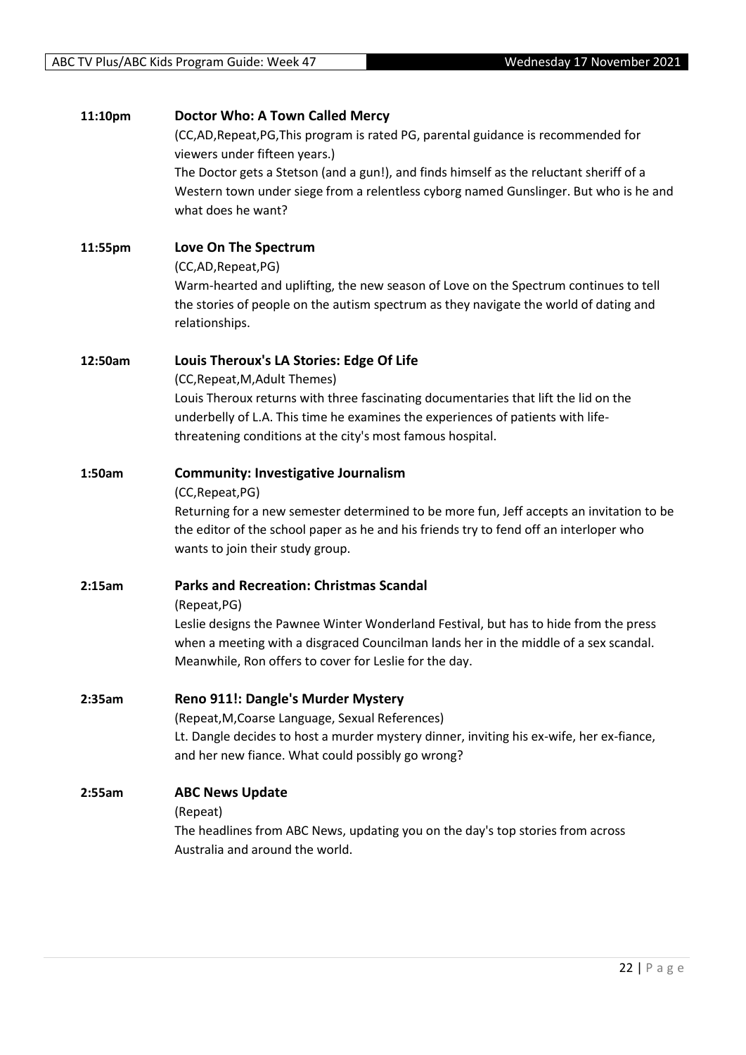**11:10pm** **Doctor Who: A Town Called Mercy**

(CC,AD,Repeat,PG,This program is rated PG, parental guidance is recommended for viewers under fifteen years.)

The Doctor gets a Stetson (and a gun!), and finds himself as the reluctant sheriff of a Western town under siege from a relentless cyborg named Gunslinger. But who is he and what does he want?

**11:55pm** **Love On The Spectrum**

(CC,AD,Repeat,PG)

Warm-hearted and uplifting, the new season of Love on the Spectrum continues to tell the stories of people on the autism spectrum as they navigate the world of dating and relationships.

**12:50am** **Louis Theroux's LA Stories: Edge Of Life**

(CC,Repeat,M,Adult Themes)

Louis Theroux returns with three fascinating documentaries that lift the lid on the underbelly of L.A. This time he examines the experiences of patients with life-threatening conditions at the city's most famous hospital.

**1:50am** **Community: Investigative Journalism**

(CC,Repeat,PG)

Returning for a new semester determined to be more fun, Jeff accepts an invitation to be the editor of the school paper as he and his friends try to fend off an interloper who wants to join their study group.

**2:15am** **Parks and Recreation: Christmas Scandal**

(Repeat,PG)

Leslie designs the Pawnee Winter Wonderland Festival, but has to hide from the press when a meeting with a disgraced Councilman lands her in the middle of a sex scandal. Meanwhile, Ron offers to cover for Leslie for the day.

**2:35am** **Reno 911!: Dangle's Murder Mystery**

(Repeat,M,Coarse Language, Sexual References)

Lt. Dangle decides to host a murder mystery dinner, inviting his ex-wife, her ex-fiance, and her new fiance. What could possibly go wrong?

**2:55am** **ABC News Update**

(Repeat)

The headlines from ABC News, updating you on the day's top stories from across Australia and around the world.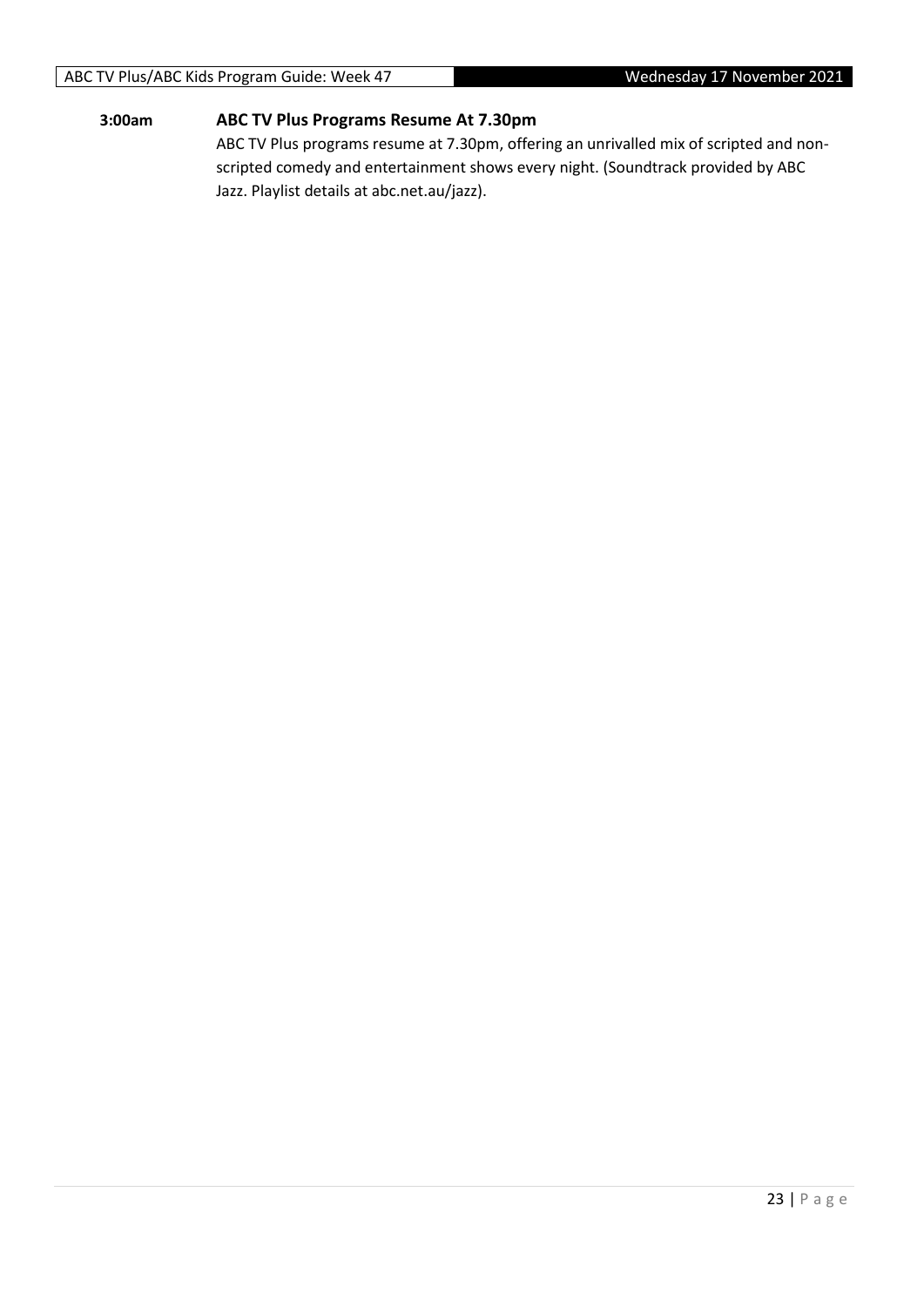**3:00am** **ABC TV Plus Programs Resume At 7.30pm**

ABC TV Plus programs resume at 7.30pm, offering an unrivalled mix of scripted and non-scripted comedy and entertainment shows every night. (Soundtrack provided by ABC Jazz. Playlist details at abc.net.au/jazz).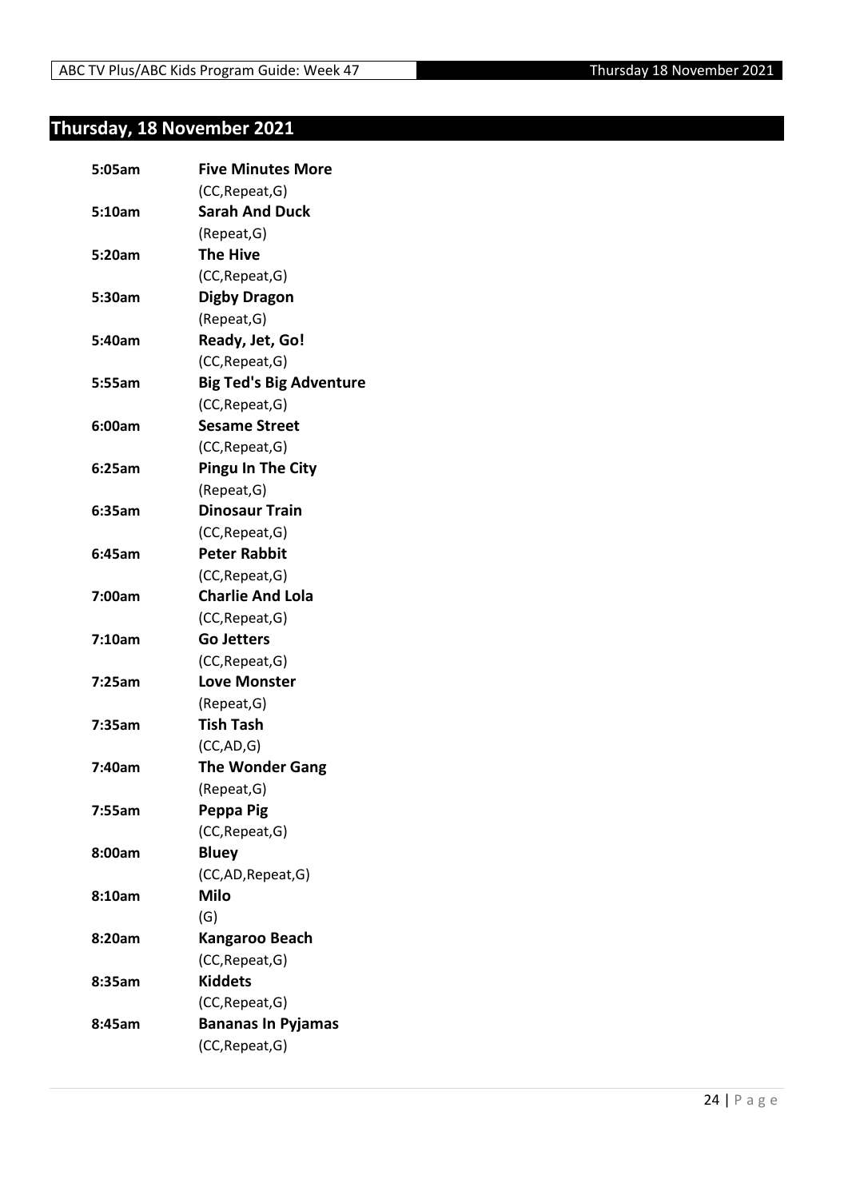## Thursday, 18 November 2021

| | |
|---|---|
| **5:05am** | **Five Minutes More** |
| | (CC,Repeat,G) |
| **5:10am** | **Sarah And Duck** |
| | (Repeat,G) |
| **5:20am** | **The Hive** |
| | (CC,Repeat,G) |
| **5:30am** | **Digby Dragon** |
| | (Repeat,G) |
| **5:40am** | **Ready, Jet, Go!** |
| | (CC,Repeat,G) |
| **5:55am** | **Big Ted's Big Adventure** |
| | (CC,Repeat,G) |
| **6:00am** | **Sesame Street** |
| | (CC,Repeat,G) |
| **6:25am** | **Pingu In The City** |
| | (Repeat,G) |
| **6:35am** | **Dinosaur Train** |
| | (CC,Repeat,G) |
| **6:45am** | **Peter Rabbit** |
| | (CC,Repeat,G) |
| **7:00am** | **Charlie And Lola** |
| | (CC,Repeat,G) |
| **7:10am** | **Go Jetters** |
| | (CC,Repeat,G) |
| **7:25am** | **Love Monster** |
| | (Repeat,G) |
| **7:35am** | **Tish Tash** |
| | (CC,AD,G) |
| **7:40am** | **The Wonder Gang** |
| | (Repeat,G) |
| **7:55am** | **Peppa Pig** |
| | (CC,Repeat,G) |
| **8:00am** | **Bluey** |
| | (CC,AD,Repeat,G) |
| **8:10am** | **Milo** |
| | (G) |
| **8:20am** | **Kangaroo Beach** |
| | (CC,Repeat,G) |
| **8:35am** | **Kiddets** |
| | (CC,Repeat,G) |
| **8:45am** | **Bananas In Pyjamas** |
| | (CC,Repeat,G) |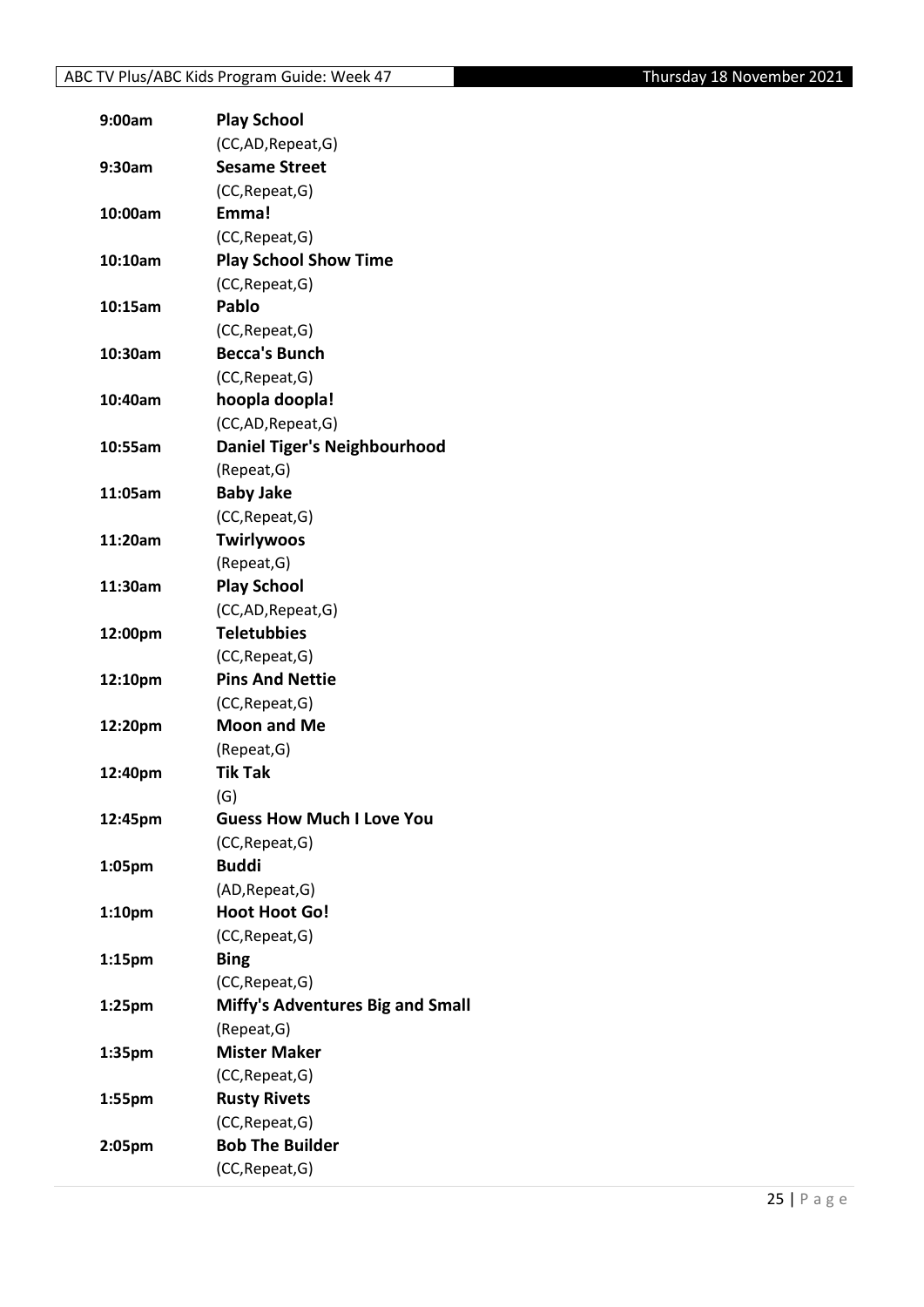| | |
|---|---|
| **9:00am** | **Play School** |
| | (CC,AD,Repeat,G) |
| **9:30am** | **Sesame Street** |
| | (CC,Repeat,G) |
| **10:00am** | **Emma!** |
| | (CC,Repeat,G) |
| **10:10am** | **Play School Show Time** |
| | (CC,Repeat,G) |
| **10:15am** | **Pablo** |
| | (CC,Repeat,G) |
| **10:30am** | **Becca's Bunch** |
| | (CC,Repeat,G) |
| **10:40am** | **hoopla doopla!** |
| | (CC,AD,Repeat,G) |
| **10:55am** | **Daniel Tiger's Neighbourhood** |
| | (Repeat,G) |
| **11:05am** | **Baby Jake** |
| | (CC,Repeat,G) |
| **11:20am** | **Twirlywoos** |
| | (Repeat,G) |
| **11:30am** | **Play School** |
| | (CC,AD,Repeat,G) |
| **12:00pm** | **Teletubbies** |
| | (CC,Repeat,G) |
| **12:10pm** | **Pins And Nettie** |
| | (CC,Repeat,G) |
| **12:20pm** | **Moon and Me** |
| | (Repeat,G) |
| **12:40pm** | **Tik Tak** |
| | (G) |
| **12:45pm** | **Guess How Much I Love You** |
| | (CC,Repeat,G) |
| **1:05pm** | **Buddi** |
| | (AD,Repeat,G) |
| **1:10pm** | **Hoot Hoot Go!** |
| | (CC,Repeat,G) |
| **1:15pm** | **Bing** |
| | (CC,Repeat,G) |
| **1:25pm** | **Miffy's Adventures Big and Small** |
| | (Repeat,G) |
| **1:35pm** | **Mister Maker** |
| | (CC,Repeat,G) |
| **1:55pm** | **Rusty Rivets** |
| | (CC,Repeat,G) |
| **2:05pm** | **Bob The Builder** |
| | (CC,Repeat,G) |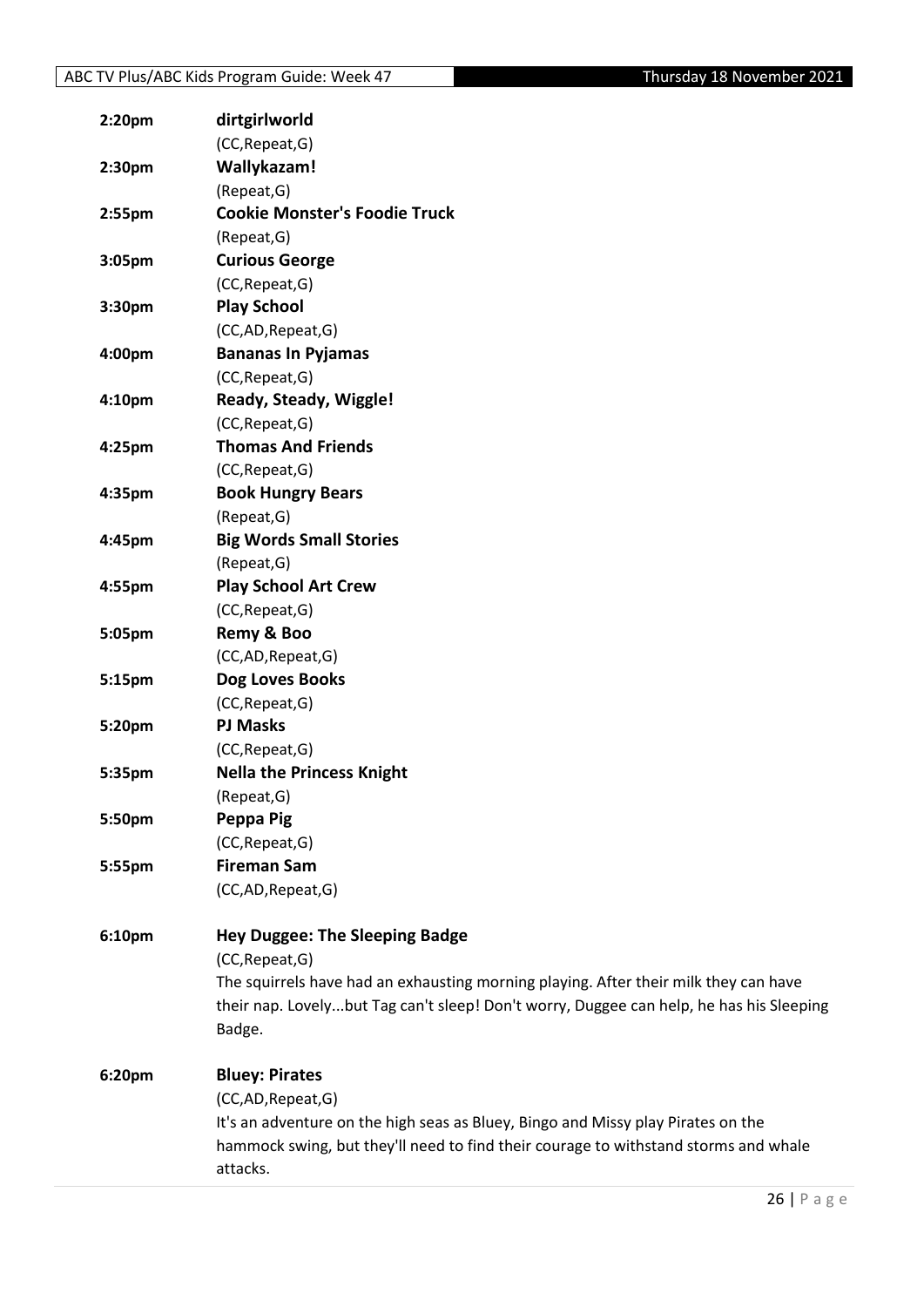**2:20pm** **dirtgirlworld**
(CC,Repeat,G)

**2:30pm** **Wallykazam!**
(Repeat,G)

**2:55pm** **Cookie Monster's Foodie Truck**
(Repeat,G)

**3:05pm** **Curious George**
(CC,Repeat,G)

**3:30pm** **Play School**
(CC,AD,Repeat,G)

**4:00pm** **Bananas In Pyjamas**
(CC,Repeat,G)

**4:10pm** **Ready, Steady, Wiggle!**
(CC,Repeat,G)

**4:25pm** **Thomas And Friends**
(CC,Repeat,G)

**4:35pm** **Book Hungry Bears**
(Repeat,G)

**4:45pm** **Big Words Small Stories**
(Repeat,G)

**4:55pm** **Play School Art Crew**
(CC,Repeat,G)

**5:05pm** **Remy & Boo**
(CC,AD,Repeat,G)

**5:15pm** **Dog Loves Books**
(CC,Repeat,G)

**5:20pm** **PJ Masks**
(CC,Repeat,G)

**5:35pm** **Nella the Princess Knight**
(Repeat,G)

**5:50pm** **Peppa Pig**
(CC,Repeat,G)

**5:55pm** **Fireman Sam**
(CC,AD,Repeat,G)

**6:10pm** **Hey Duggee: The Sleeping Badge**
(CC,Repeat,G)
The squirrels have had an exhausting morning playing. After their milk they can have their nap. Lovely...but Tag can't sleep! Don't worry, Duggee can help, he has his Sleeping Badge.

**6:20pm** **Bluey: Pirates**
(CC,AD,Repeat,G)
It's an adventure on the high seas as Bluey, Bingo and Missy play Pirates on the hammock swing, but they'll need to find their courage to withstand storms and whale attacks.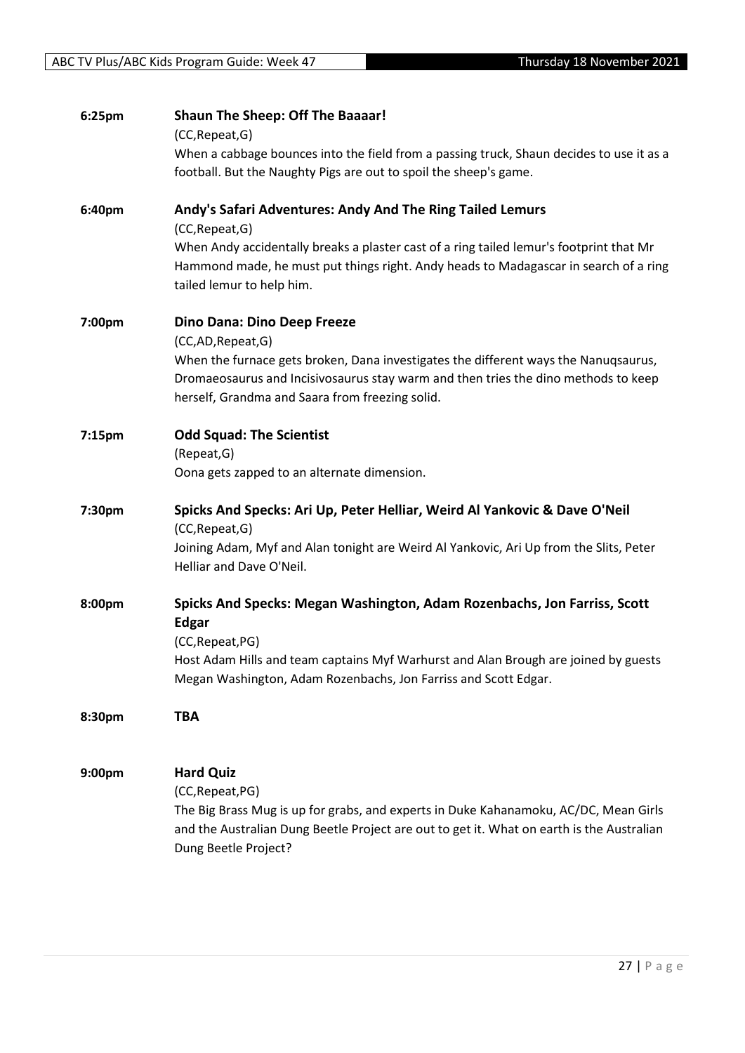**6:25pm** **Shaun The Sheep: Off The Baaaar!**
(CC,Repeat,G)
When a cabbage bounces into the field from a passing truck, Shaun decides to use it as a football. But the Naughty Pigs are out to spoil the sheep's game.

**6:40pm** **Andy's Safari Adventures: Andy And The Ring Tailed Lemurs**
(CC,Repeat,G)
When Andy accidentally breaks a plaster cast of a ring tailed lemur's footprint that Mr Hammond made, he must put things right. Andy heads to Madagascar in search of a ring tailed lemur to help him.

**7:00pm** **Dino Dana: Dino Deep Freeze**
(CC,AD,Repeat,G)
When the furnace gets broken, Dana investigates the different ways the Nanuqsaurus, Dromaeosaurus and Incisivosaurus stay warm and then tries the dino methods to keep herself, Grandma and Saara from freezing solid.

**7:15pm** **Odd Squad: The Scientist**
(Repeat,G)
Oona gets zapped to an alternate dimension.

**7:30pm** **Spicks And Specks: Ari Up, Peter Helliar, Weird Al Yankovic & Dave O'Neil**
(CC,Repeat,G)
Joining Adam, Myf and Alan tonight are Weird Al Yankovic, Ari Up from the Slits, Peter Helliar and Dave O'Neil.

**8:00pm** **Spicks And Specks: Megan Washington, Adam Rozenbachs, Jon Farriss, Scott Edgar**
(CC,Repeat,PG)
Host Adam Hills and team captains Myf Warhurst and Alan Brough are joined by guests Megan Washington, Adam Rozenbachs, Jon Farriss and Scott Edgar.

**8:30pm** **TBA**

**9:00pm** **Hard Quiz**
(CC,Repeat,PG)
The Big Brass Mug is up for grabs, and experts in Duke Kahanamoku, AC/DC, Mean Girls and the Australian Dung Beetle Project are out to get it. What on earth is the Australian Dung Beetle Project?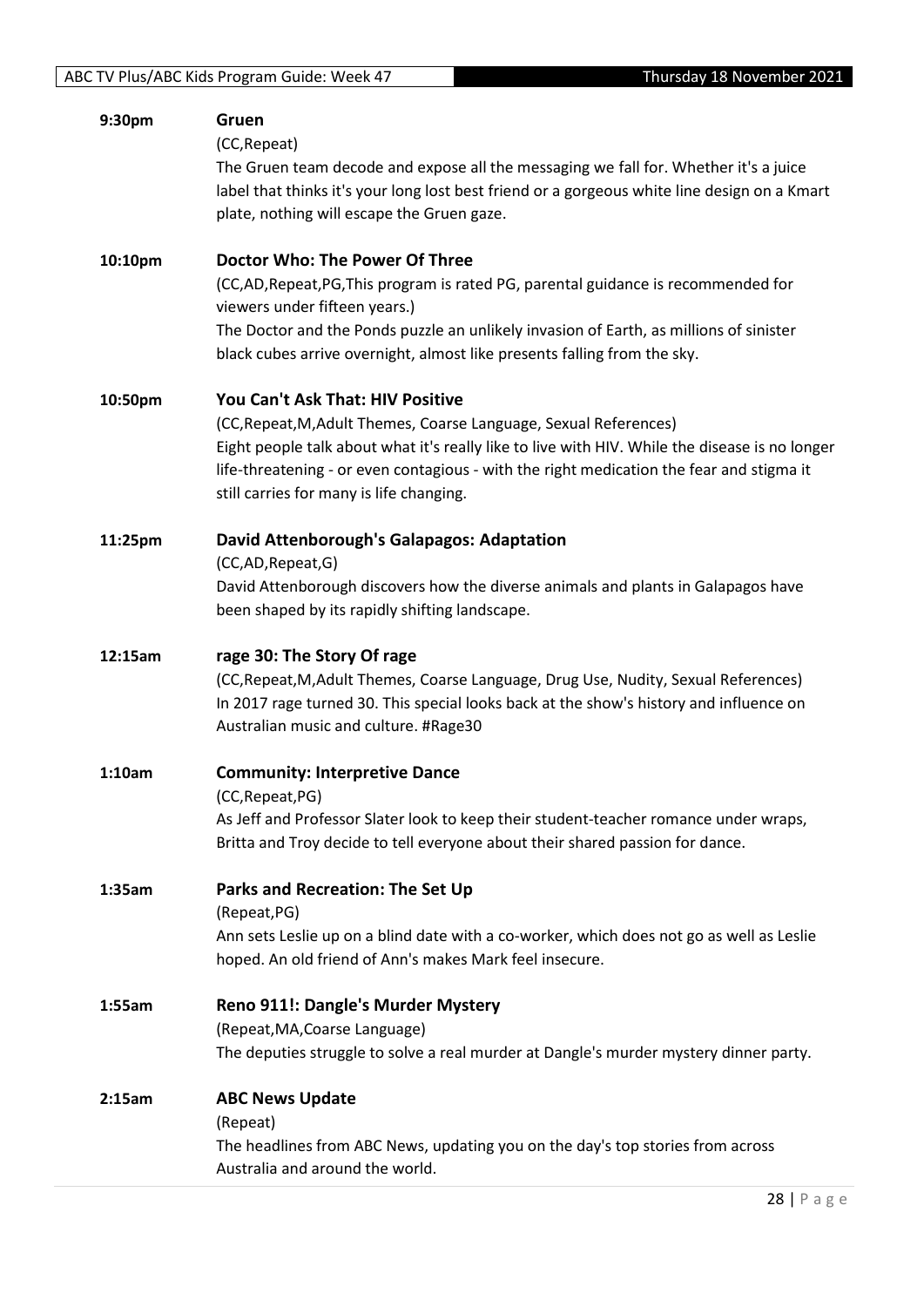**9:30pm** **Gruen**
(CC,Repeat)
The Gruen team decode and expose all the messaging we fall for. Whether it's a juice label that thinks it's your long lost best friend or a gorgeous white line design on a Kmart plate, nothing will escape the Gruen gaze.

**10:10pm** **Doctor Who: The Power Of Three**
(CC,AD,Repeat,PG,This program is rated PG, parental guidance is recommended for viewers under fifteen years.)
The Doctor and the Ponds puzzle an unlikely invasion of Earth, as millions of sinister black cubes arrive overnight, almost like presents falling from the sky.

**10:50pm** **You Can't Ask That: HIV Positive**
(CC,Repeat,M,Adult Themes, Coarse Language, Sexual References)
Eight people talk about what it's really like to live with HIV. While the disease is no longer life-threatening - or even contagious - with the right medication the fear and stigma it still carries for many is life changing.

**11:25pm** **David Attenborough's Galapagos: Adaptation**
(CC,AD,Repeat,G)
David Attenborough discovers how the diverse animals and plants in Galapagos have been shaped by its rapidly shifting landscape.

**12:15am** **rage 30: The Story Of rage**
(CC,Repeat,M,Adult Themes, Coarse Language, Drug Use, Nudity, Sexual References)
In 2017 rage turned 30. This special looks back at the show's history and influence on Australian music and culture. #Rage30

**1:10am** **Community: Interpretive Dance**
(CC,Repeat,PG)
As Jeff and Professor Slater look to keep their student-teacher romance under wraps, Britta and Troy decide to tell everyone about their shared passion for dance.

**1:35am** **Parks and Recreation: The Set Up**
(Repeat,PG)
Ann sets Leslie up on a blind date with a co-worker, which does not go as well as Leslie hoped. An old friend of Ann's makes Mark feel insecure.

**1:55am** **Reno 911!: Dangle's Murder Mystery**
(Repeat,MA,Coarse Language)
The deputies struggle to solve a real murder at Dangle's murder mystery dinner party.

**2:15am** **ABC News Update**
(Repeat)
The headlines from ABC News, updating you on the day's top stories from across Australia and around the world.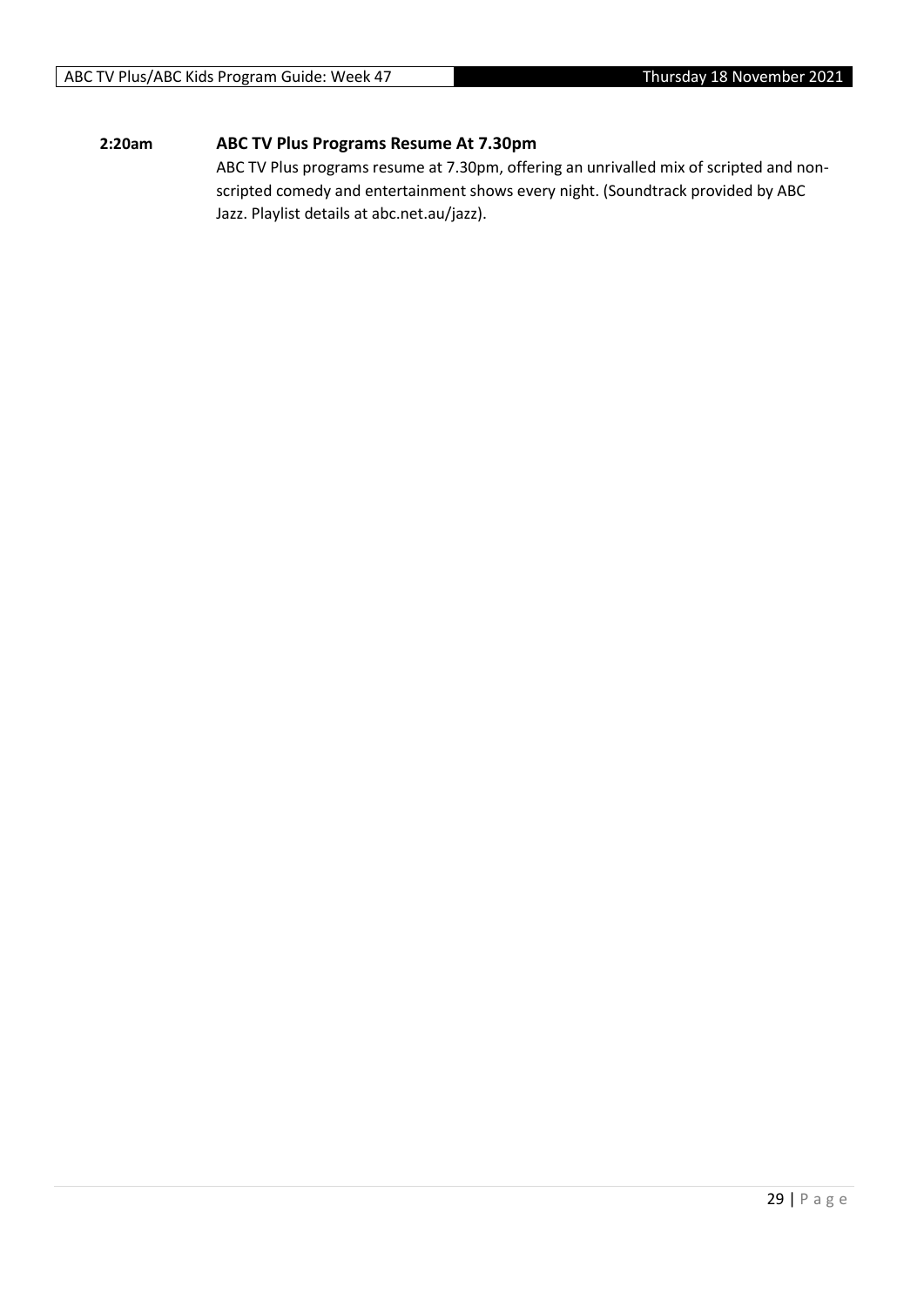**2:20am** **ABC TV Plus Programs Resume At 7.30pm**

ABC TV Plus programs resume at 7.30pm, offering an unrivalled mix of scripted and non-scripted comedy and entertainment shows every night. (Soundtrack provided by ABC Jazz. Playlist details at abc.net.au/jazz).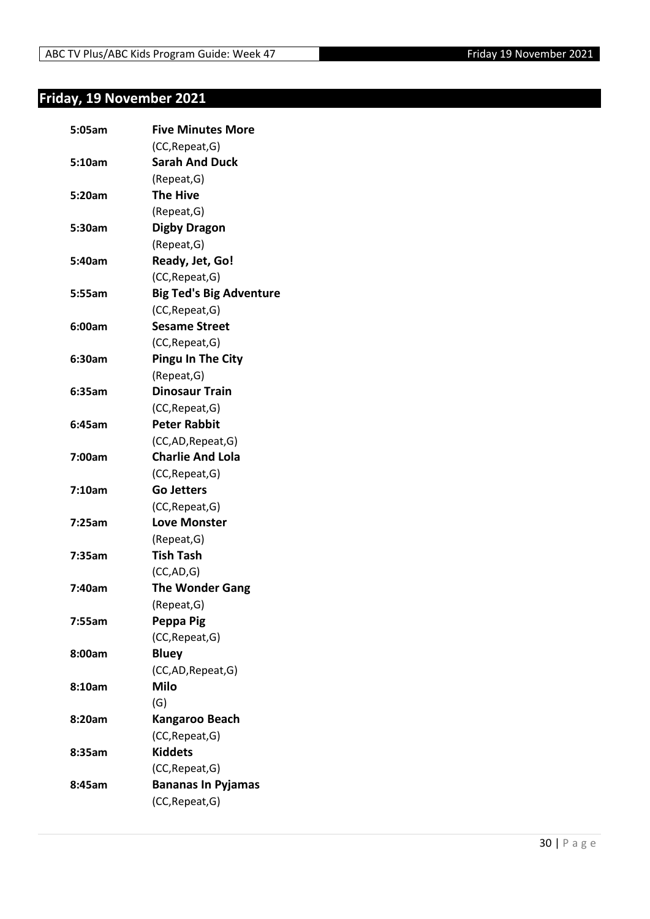## Friday, 19 November 2021

| | |
|---|---|
| **5:05am** | **Five Minutes More** |
| | (CC,Repeat,G) |
| **5:10am** | **Sarah And Duck** |
| | (Repeat,G) |
| **5:20am** | **The Hive** |
| | (Repeat,G) |
| **5:30am** | **Digby Dragon** |
| | (Repeat,G) |
| **5:40am** | **Ready, Jet, Go!** |
| | (CC,Repeat,G) |
| **5:55am** | **Big Ted's Big Adventure** |
| | (CC,Repeat,G) |
| **6:00am** | **Sesame Street** |
| | (CC,Repeat,G) |
| **6:30am** | **Pingu In The City** |
| | (Repeat,G) |
| **6:35am** | **Dinosaur Train** |
| | (CC,Repeat,G) |
| **6:45am** | **Peter Rabbit** |
| | (CC,AD,Repeat,G) |
| **7:00am** | **Charlie And Lola** |
| | (CC,Repeat,G) |
| **7:10am** | **Go Jetters** |
| | (CC,Repeat,G) |
| **7:25am** | **Love Monster** |
| | (Repeat,G) |
| **7:35am** | **Tish Tash** |
| | (CC,AD,G) |
| **7:40am** | **The Wonder Gang** |
| | (Repeat,G) |
| **7:55am** | **Peppa Pig** |
| | (CC,Repeat,G) |
| **8:00am** | **Bluey** |
| | (CC,AD,Repeat,G) |
| **8:10am** | **Milo** |
| | (G) |
| **8:20am** | **Kangaroo Beach** |
| | (CC,Repeat,G) |
| **8:35am** | **Kiddets** |
| | (CC,Repeat,G) |
| **8:45am** | **Bananas In Pyjamas** |
| | (CC,Repeat,G) |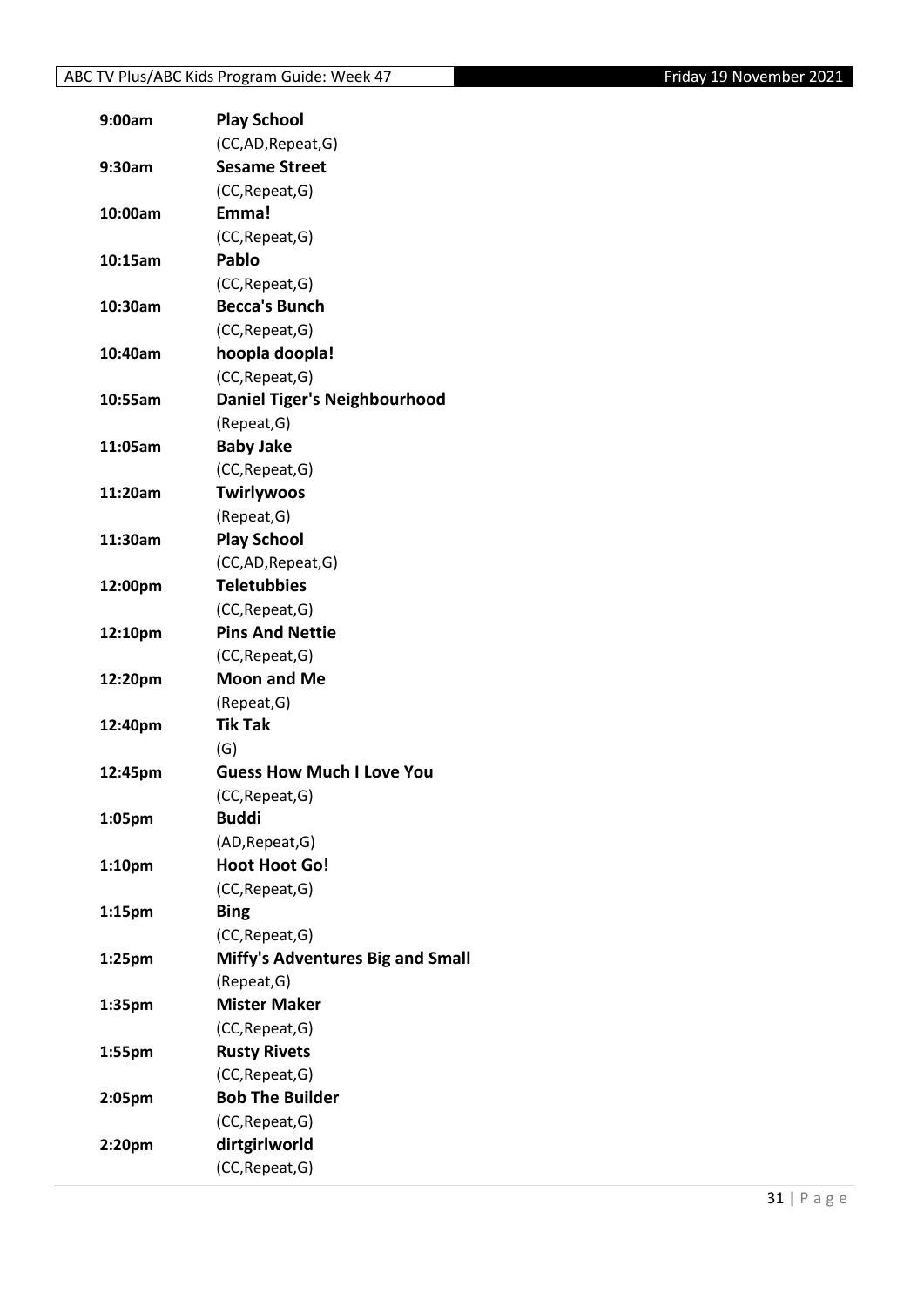| | |
|---|---|
| **9:00am** | **Play School** |
| | (CC,AD,Repeat,G) |
| **9:30am** | **Sesame Street** |
| | (CC,Repeat,G) |
| **10:00am** | **Emma!** |
| | (CC,Repeat,G) |
| **10:15am** | **Pablo** |
| | (CC,Repeat,G) |
| **10:30am** | **Becca's Bunch** |
| | (CC,Repeat,G) |
| **10:40am** | **hoopla doopla!** |
| | (CC,Repeat,G) |
| **10:55am** | **Daniel Tiger's Neighbourhood** |
| | (Repeat,G) |
| **11:05am** | **Baby Jake** |
| | (CC,Repeat,G) |
| **11:20am** | **Twirlywoos** |
| | (Repeat,G) |
| **11:30am** | **Play School** |
| | (CC,AD,Repeat,G) |
| **12:00pm** | **Teletubbies** |
| | (CC,Repeat,G) |
| **12:10pm** | **Pins And Nettie** |
| | (CC,Repeat,G) |
| **12:20pm** | **Moon and Me** |
| | (Repeat,G) |
| **12:40pm** | **Tik Tak** |
| | (G) |
| **12:45pm** | **Guess How Much I Love You** |
| | (CC,Repeat,G) |
| **1:05pm** | **Buddi** |
| | (AD,Repeat,G) |
| **1:10pm** | **Hoot Hoot Go!** |
| | (CC,Repeat,G) |
| **1:15pm** | **Bing** |
| | (CC,Repeat,G) |
| **1:25pm** | **Miffy's Adventures Big and Small** |
| | (Repeat,G) |
| **1:35pm** | **Mister Maker** |
| | (CC,Repeat,G) |
| **1:55pm** | **Rusty Rivets** |
| | (CC,Repeat,G) |
| **2:05pm** | **Bob The Builder** |
| | (CC,Repeat,G) |
| **2:20pm** | **dirtgirlworld** |
| | (CC,Repeat,G) |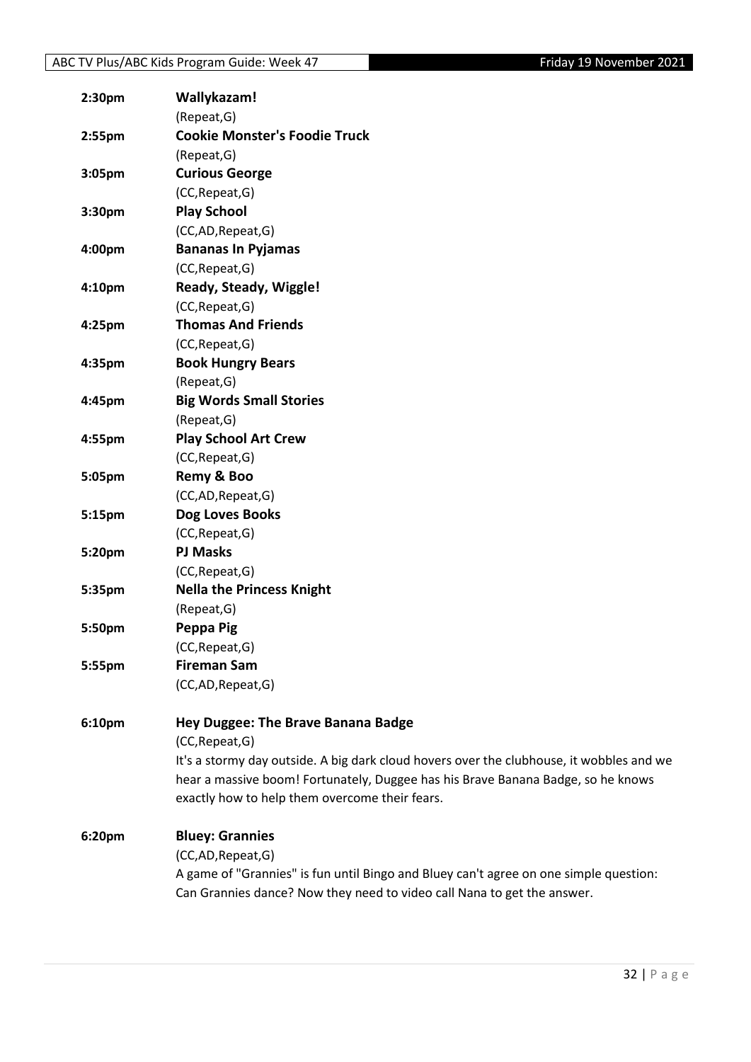| | |
|---|---|
| **2:30pm** | **Wallykazam!** |
| | (Repeat,G) |
| **2:55pm** | **Cookie Monster's Foodie Truck** |
| | (Repeat,G) |
| **3:05pm** | **Curious George** |
| | (CC,Repeat,G) |
| **3:30pm** | **Play School** |
| | (CC,AD,Repeat,G) |
| **4:00pm** | **Bananas In Pyjamas** |
| | (CC,Repeat,G) |
| **4:10pm** | **Ready, Steady, Wiggle!** |
| | (CC,Repeat,G) |
| **4:25pm** | **Thomas And Friends** |
| | (CC,Repeat,G) |
| **4:35pm** | **Book Hungry Bears** |
| | (Repeat,G) |
| **4:45pm** | **Big Words Small Stories** |
| | (Repeat,G) |
| **4:55pm** | **Play School Art Crew** |
| | (CC,Repeat,G) |
| **5:05pm** | **Remy & Boo** |
| | (CC,AD,Repeat,G) |
| **5:15pm** | **Dog Loves Books** |
| | (CC,Repeat,G) |
| **5:20pm** | **PJ Masks** |
| | (CC,Repeat,G) |
| **5:35pm** | **Nella the Princess Knight** |
| | (Repeat,G) |
| **5:50pm** | **Peppa Pig** |
| | (CC,Repeat,G) |
| **5:55pm** | **Fireman Sam** |
| | (CC,AD,Repeat,G) |

**6:10pm** **Hey Duggee: The Brave Banana Badge**

(CC,Repeat,G)

It's a stormy day outside. A big dark cloud hovers over the clubhouse, it wobbles and we hear a massive boom! Fortunately, Duggee has his Brave Banana Badge, so he knows exactly how to help them overcome their fears.

**6:20pm** **Bluey: Grannies**

(CC,AD,Repeat,G)

A game of "Grannies" is fun until Bingo and Bluey can't agree on one simple question: Can Grannies dance? Now they need to video call Nana to get the answer.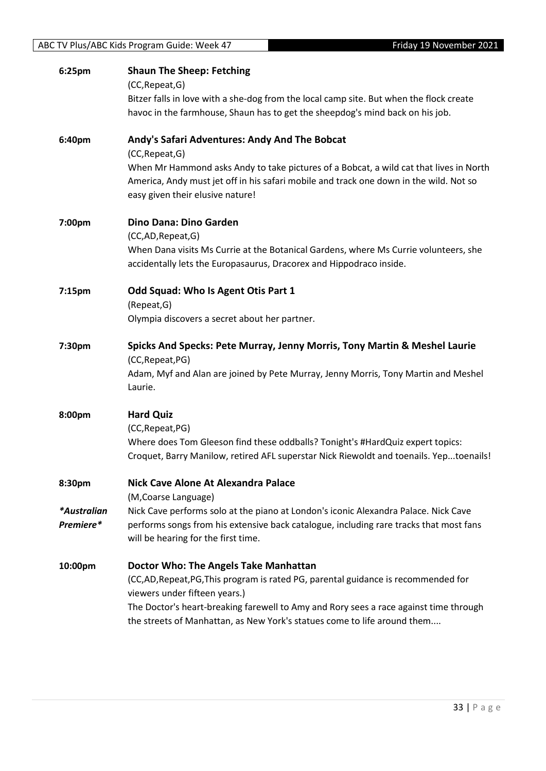**6:25pm** **Shaun The Sheep: Fetching**

(CC,Repeat,G)

Bitzer falls in love with a she-dog from the local camp site. But when the flock create havoc in the farmhouse, Shaun has to get the sheepdog's mind back on his job.

**6:40pm** **Andy's Safari Adventures: Andy And The Bobcat**

(CC,Repeat,G)

When Mr Hammond asks Andy to take pictures of a Bobcat, a wild cat that lives in North America, Andy must jet off in his safari mobile and track one down in the wild. Not so easy given their elusive nature!

**7:00pm** **Dino Dana: Dino Garden**

(CC,AD,Repeat,G)

When Dana visits Ms Currie at the Botanical Gardens, where Ms Currie volunteers, she accidentally lets the Europasaurus, Dracorex and Hippodraco inside.

**7:15pm** **Odd Squad: Who Is Agent Otis Part 1**

(Repeat,G)

Olympia discovers a secret about her partner.

**7:30pm** **Spicks And Specks: Pete Murray, Jenny Morris, Tony Martin & Meshel Laurie**

(CC,Repeat,PG)

Adam, Myf and Alan are joined by Pete Murray, Jenny Morris, Tony Martin and Meshel Laurie.

**8:00pm** **Hard Quiz**

(CC,Repeat,PG)

Where does Tom Gleeson find these oddballs? Tonight's #HardQuiz expert topics: Croquet, Barry Manilow, retired AFL superstar Nick Riewoldt and toenails. Yep...toenails!

**8:30pm** **Nick Cave Alone At Alexandra Palace**

(M,Coarse Language)

***Australian Premiere***

Nick Cave performs solo at the piano at London's iconic Alexandra Palace. Nick Cave performs songs from his extensive back catalogue, including rare tracks that most fans will be hearing for the first time.

**10:00pm** **Doctor Who: The Angels Take Manhattan**

(CC,AD,Repeat,PG,This program is rated PG, parental guidance is recommended for viewers under fifteen years.)

The Doctor's heart-breaking farewell to Amy and Rory sees a race against time through the streets of Manhattan, as New York's statues come to life around them....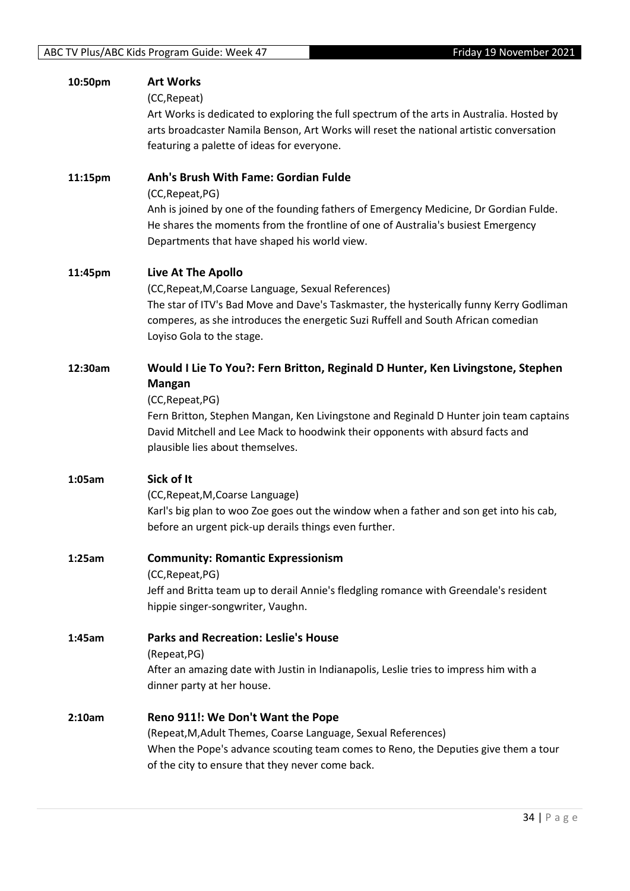**10:50pm** **Art Works**

(CC,Repeat)

Art Works is dedicated to exploring the full spectrum of the arts in Australia. Hosted by arts broadcaster Namila Benson, Art Works will reset the national artistic conversation featuring a palette of ideas for everyone.

**11:15pm** **Anh's Brush With Fame: Gordian Fulde**

(CC,Repeat,PG)

Anh is joined by one of the founding fathers of Emergency Medicine, Dr Gordian Fulde. He shares the moments from the frontline of one of Australia's busiest Emergency Departments that have shaped his world view.

**11:45pm** **Live At The Apollo**

(CC,Repeat,M,Coarse Language, Sexual References)

The star of ITV's Bad Move and Dave's Taskmaster, the hysterically funny Kerry Godliman comperes, as she introduces the energetic Suzi Ruffell and South African comedian Loyiso Gola to the stage.

**12:30am** **Would I Lie To You?: Fern Britton, Reginald D Hunter, Ken Livingstone, Stephen Mangan**

(CC,Repeat,PG)

Fern Britton, Stephen Mangan, Ken Livingstone and Reginald D Hunter join team captains David Mitchell and Lee Mack to hoodwink their opponents with absurd facts and plausible lies about themselves.

**1:05am** **Sick of It**

(CC,Repeat,M,Coarse Language)

Karl's big plan to woo Zoe goes out the window when a father and son get into his cab, before an urgent pick-up derails things even further.

**1:25am** **Community: Romantic Expressionism**

(CC,Repeat,PG)

Jeff and Britta team up to derail Annie's fledgling romance with Greendale's resident hippie singer-songwriter, Vaughn.

**1:45am** **Parks and Recreation: Leslie's House**

(Repeat,PG)

After an amazing date with Justin in Indianapolis, Leslie tries to impress him with a dinner party at her house.

**2:10am** **Reno 911!: We Don't Want the Pope**

(Repeat,M,Adult Themes, Coarse Language, Sexual References)

When the Pope's advance scouting team comes to Reno, the Deputies give them a tour of the city to ensure that they never come back.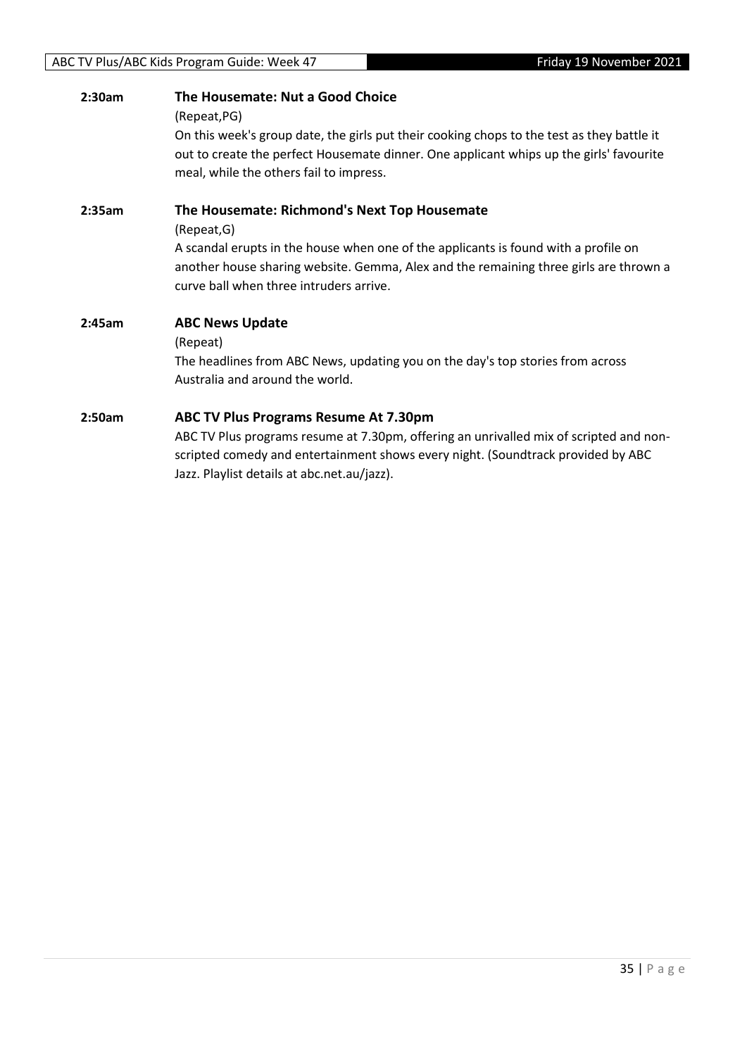**2:30am** **The Housemate: Nut a Good Choice**

(Repeat,PG)

On this week's group date, the girls put their cooking chops to the test as they battle it out to create the perfect Housemate dinner. One applicant whips up the girls' favourite meal, while the others fail to impress.

**2:35am** **The Housemate: Richmond's Next Top Housemate**

(Repeat,G)

A scandal erupts in the house when one of the applicants is found with a profile on another house sharing website. Gemma, Alex and the remaining three girls are thrown a curve ball when three intruders arrive.

**2:45am** **ABC News Update**

(Repeat)

The headlines from ABC News, updating you on the day's top stories from across Australia and around the world.

**2:50am** **ABC TV Plus Programs Resume At 7.30pm**

ABC TV Plus programs resume at 7.30pm, offering an unrivalled mix of scripted and non-scripted comedy and entertainment shows every night. (Soundtrack provided by ABC Jazz. Playlist details at abc.net.au/jazz).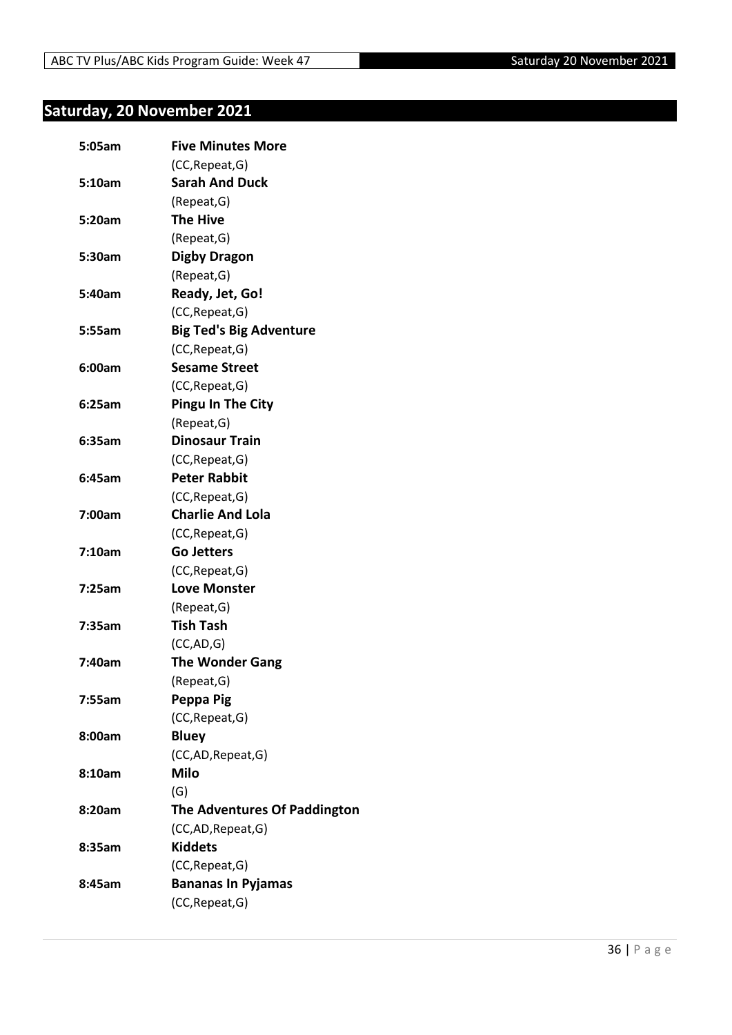## Saturday, 20 November 2021

| | |
|---|---|
| **5:05am** | **Five Minutes More** |
| | (CC,Repeat,G) |
| **5:10am** | **Sarah And Duck** |
| | (Repeat,G) |
| **5:20am** | **The Hive** |
| | (Repeat,G) |
| **5:30am** | **Digby Dragon** |
| | (Repeat,G) |
| **5:40am** | **Ready, Jet, Go!** |
| | (CC,Repeat,G) |
| **5:55am** | **Big Ted's Big Adventure** |
| | (CC,Repeat,G) |
| **6:00am** | **Sesame Street** |
| | (CC,Repeat,G) |
| **6:25am** | **Pingu In The City** |
| | (Repeat,G) |
| **6:35am** | **Dinosaur Train** |
| | (CC,Repeat,G) |
| **6:45am** | **Peter Rabbit** |
| | (CC,Repeat,G) |
| **7:00am** | **Charlie And Lola** |
| | (CC,Repeat,G) |
| **7:10am** | **Go Jetters** |
| | (CC,Repeat,G) |
| **7:25am** | **Love Monster** |
| | (Repeat,G) |
| **7:35am** | **Tish Tash** |
| | (CC,AD,G) |
| **7:40am** | **The Wonder Gang** |
| | (Repeat,G) |
| **7:55am** | **Peppa Pig** |
| | (CC,Repeat,G) |
| **8:00am** | **Bluey** |
| | (CC,AD,Repeat,G) |
| **8:10am** | **Milo** |
| | (G) |
| **8:20am** | **The Adventures Of Paddington** |
| | (CC,AD,Repeat,G) |
| **8:35am** | **Kiddets** |
| | (CC,Repeat,G) |
| **8:45am** | **Bananas In Pyjamas** |
| | (CC,Repeat,G) |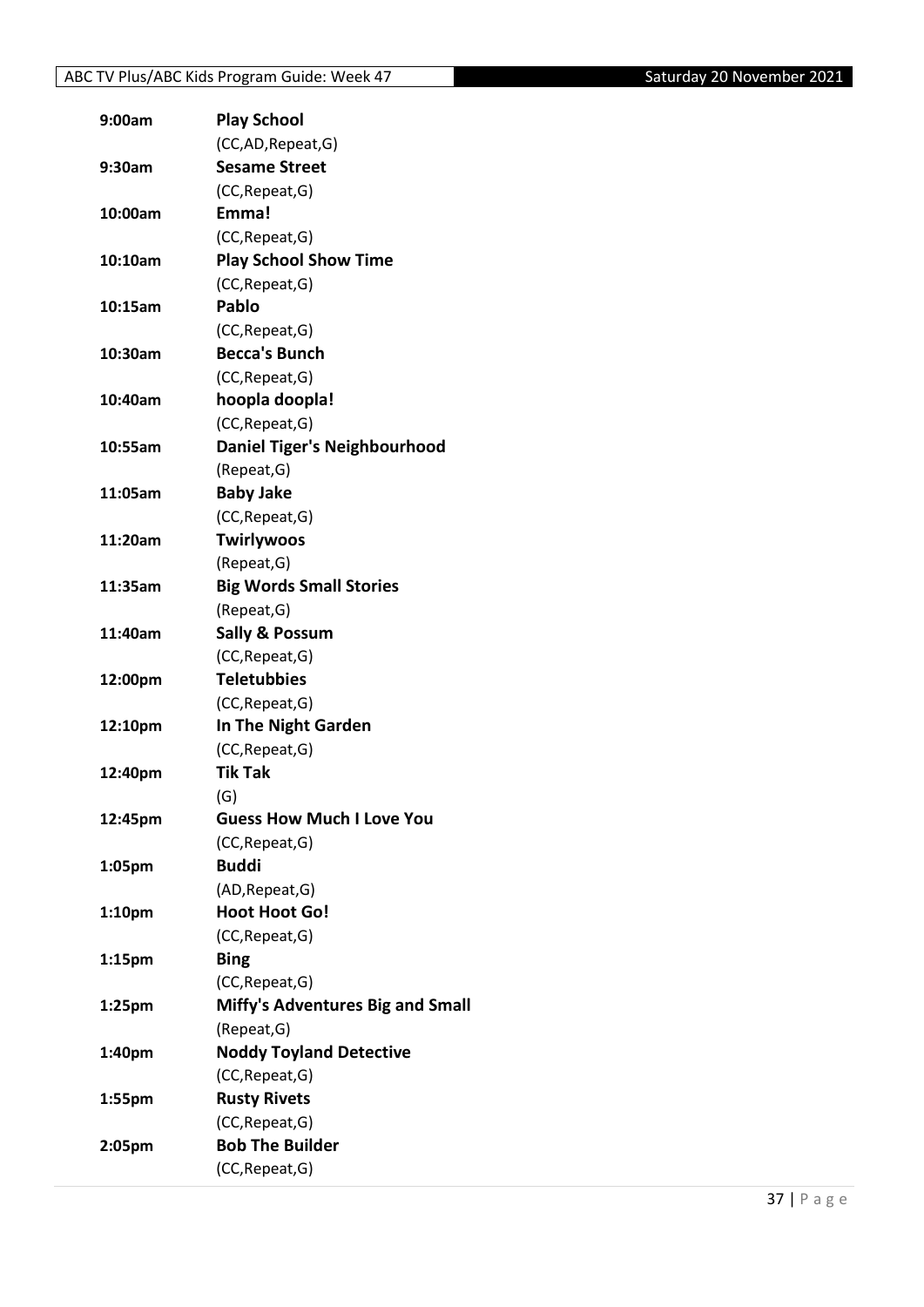| | |
|---|---|
| 9:00am | **Play School** |
| | (CC,AD,Repeat,G) |
| 9:30am | **Sesame Street** |
| | (CC,Repeat,G) |
| 10:00am | **Emma!** |
| | (CC,Repeat,G) |
| 10:10am | **Play School Show Time** |
| | (CC,Repeat,G) |
| 10:15am | **Pablo** |
| | (CC,Repeat,G) |
| 10:30am | **Becca's Bunch** |
| | (CC,Repeat,G) |
| 10:40am | **hoopla doopla!** |
| | (CC,Repeat,G) |
| 10:55am | **Daniel Tiger's Neighbourhood** |
| | (Repeat,G) |
| 11:05am | **Baby Jake** |
| | (CC,Repeat,G) |
| 11:20am | **Twirlywoos** |
| | (Repeat,G) |
| 11:35am | **Big Words Small Stories** |
| | (Repeat,G) |
| 11:40am | **Sally & Possum** |
| | (CC,Repeat,G) |
| 12:00pm | **Teletubbies** |
| | (CC,Repeat,G) |
| 12:10pm | **In The Night Garden** |
| | (CC,Repeat,G) |
| 12:40pm | **Tik Tak** |
| | (G) |
| 12:45pm | **Guess How Much I Love You** |
| | (CC,Repeat,G) |
| 1:05pm | **Buddi** |
| | (AD,Repeat,G) |
| 1:10pm | **Hoot Hoot Go!** |
| | (CC,Repeat,G) |
| 1:15pm | **Bing** |
| | (CC,Repeat,G) |
| 1:25pm | **Miffy's Adventures Big and Small** |
| | (Repeat,G) |
| 1:40pm | **Noddy Toyland Detective** |
| | (CC,Repeat,G) |
| 1:55pm | **Rusty Rivets** |
| | (CC,Repeat,G) |
| 2:05pm | **Bob The Builder** |
| | (CC,Repeat,G) |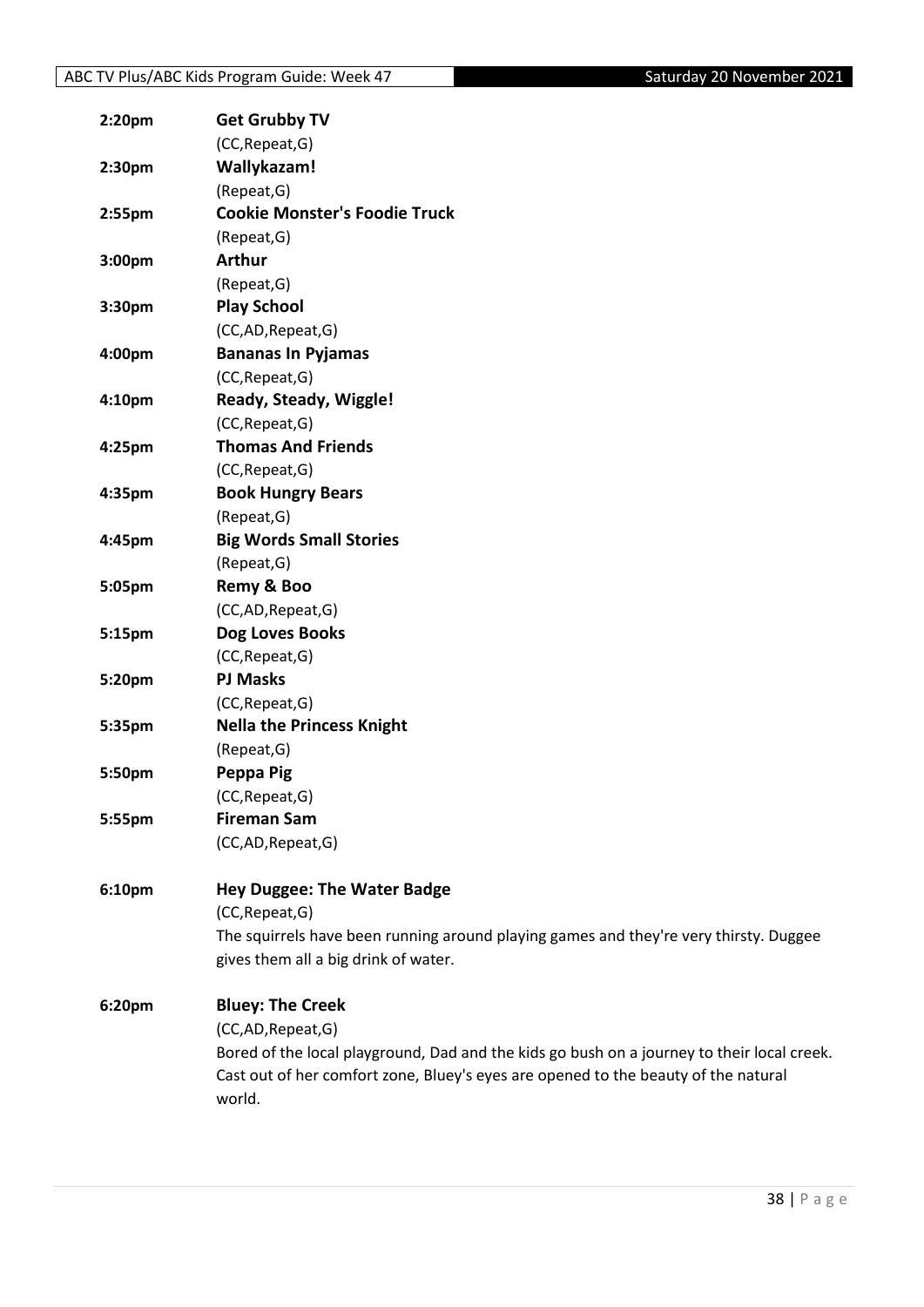**2:20pm** **Get Grubby TV**
(CC,Repeat,G)

**2:30pm** **Wallykazam!**
(Repeat,G)

**2:55pm** **Cookie Monster's Foodie Truck**
(Repeat,G)

**3:00pm** **Arthur**
(Repeat,G)

**3:30pm** **Play School**
(CC,AD,Repeat,G)

**4:00pm** **Bananas In Pyjamas**
(CC,Repeat,G)

**4:10pm** **Ready, Steady, Wiggle!**
(CC,Repeat,G)

**4:25pm** **Thomas And Friends**
(CC,Repeat,G)

**4:35pm** **Book Hungry Bears**
(Repeat,G)

**4:45pm** **Big Words Small Stories**
(Repeat,G)

**5:05pm** **Remy & Boo**
(CC,AD,Repeat,G)

**5:15pm** **Dog Loves Books**
(CC,Repeat,G)

**5:20pm** **PJ Masks**
(CC,Repeat,G)

**5:35pm** **Nella the Princess Knight**
(Repeat,G)

**5:50pm** **Peppa Pig**
(CC,Repeat,G)

**5:55pm** **Fireman Sam**
(CC,AD,Repeat,G)

**6:10pm** **Hey Duggee: The Water Badge**
(CC,Repeat,G)
The squirrels have been running around playing games and they're very thirsty. Duggee gives them all a big drink of water.

**6:20pm** **Bluey: The Creek**
(CC,AD,Repeat,G)
Bored of the local playground, Dad and the kids go bush on a journey to their local creek. Cast out of her comfort zone, Bluey's eyes are opened to the beauty of the natural world.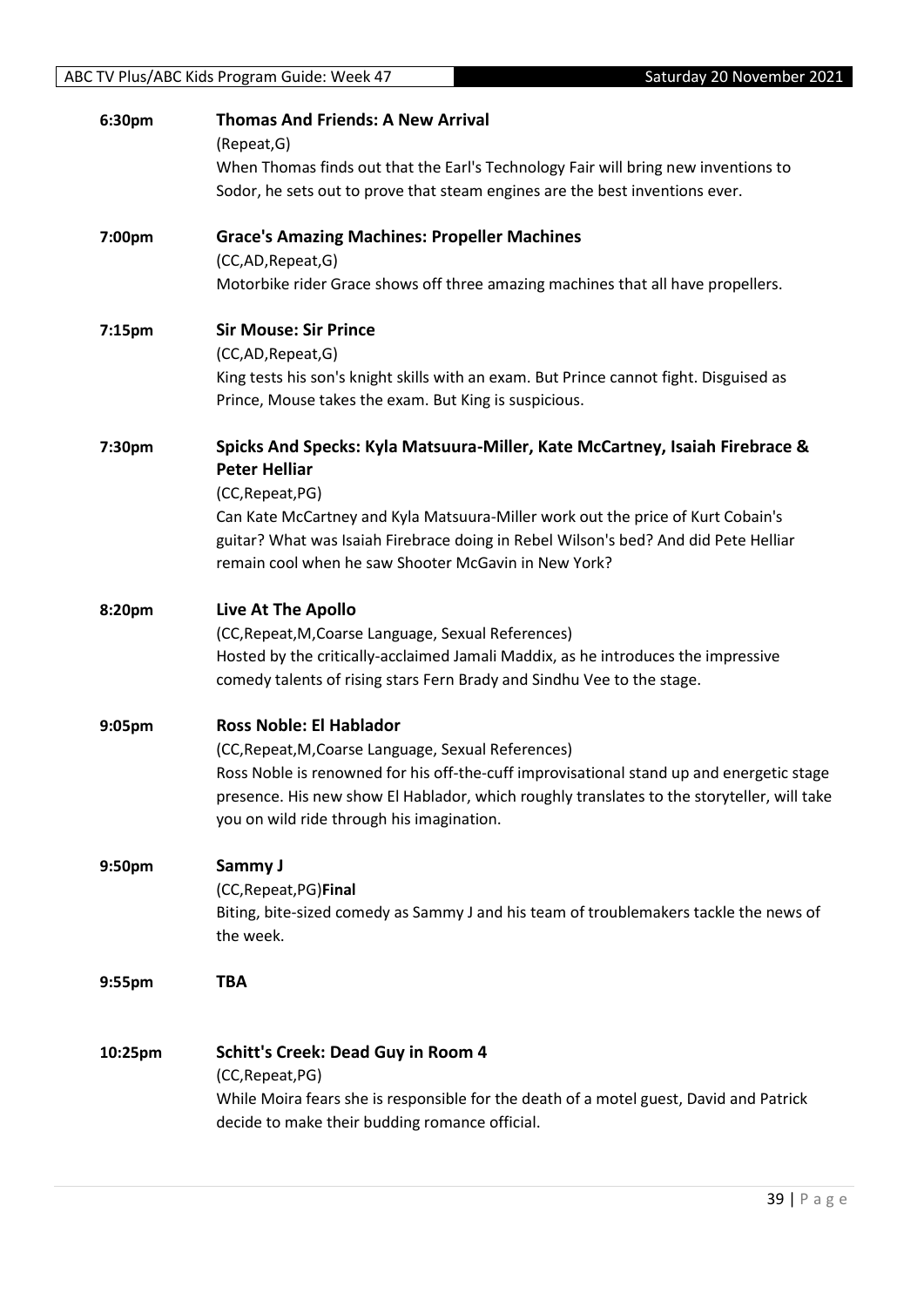**6:30pm** **Thomas And Friends: A New Arrival**

(Repeat,G)

When Thomas finds out that the Earl's Technology Fair will bring new inventions to Sodor, he sets out to prove that steam engines are the best inventions ever.

**7:00pm** **Grace's Amazing Machines: Propeller Machines**

(CC,AD,Repeat,G)

Motorbike rider Grace shows off three amazing machines that all have propellers.

**7:15pm** **Sir Mouse: Sir Prince**

(CC,AD,Repeat,G)

King tests his son's knight skills with an exam. But Prince cannot fight. Disguised as Prince, Mouse takes the exam. But King is suspicious.

**7:30pm** **Spicks And Specks: Kyla Matsuura-Miller, Kate McCartney, Isaiah Firebrace & Peter Helliar**

(CC,Repeat,PG)

Can Kate McCartney and Kyla Matsuura-Miller work out the price of Kurt Cobain's guitar? What was Isaiah Firebrace doing in Rebel Wilson's bed? And did Pete Helliar remain cool when he saw Shooter McGavin in New York?

**8:20pm** **Live At The Apollo**

(CC,Repeat,M,Coarse Language, Sexual References)

Hosted by the critically-acclaimed Jamali Maddix, as he introduces the impressive comedy talents of rising stars Fern Brady and Sindhu Vee to the stage.

**9:05pm** **Ross Noble: El Hablador**

(CC,Repeat,M,Coarse Language, Sexual References)

Ross Noble is renowned for his off-the-cuff improvisational stand up and energetic stage presence. His new show El Hablador, which roughly translates to the storyteller, will take you on wild ride through his imagination.

**9:50pm** **Sammy J**

(CC,Repeat,PG)**Final**

Biting, bite-sized comedy as Sammy J and his team of troublemakers tackle the news of the week.

**9:55pm** **TBA**

**10:25pm** **Schitt's Creek: Dead Guy in Room 4**

(CC,Repeat,PG)

While Moira fears she is responsible for the death of a motel guest, David and Patrick decide to make their budding romance official.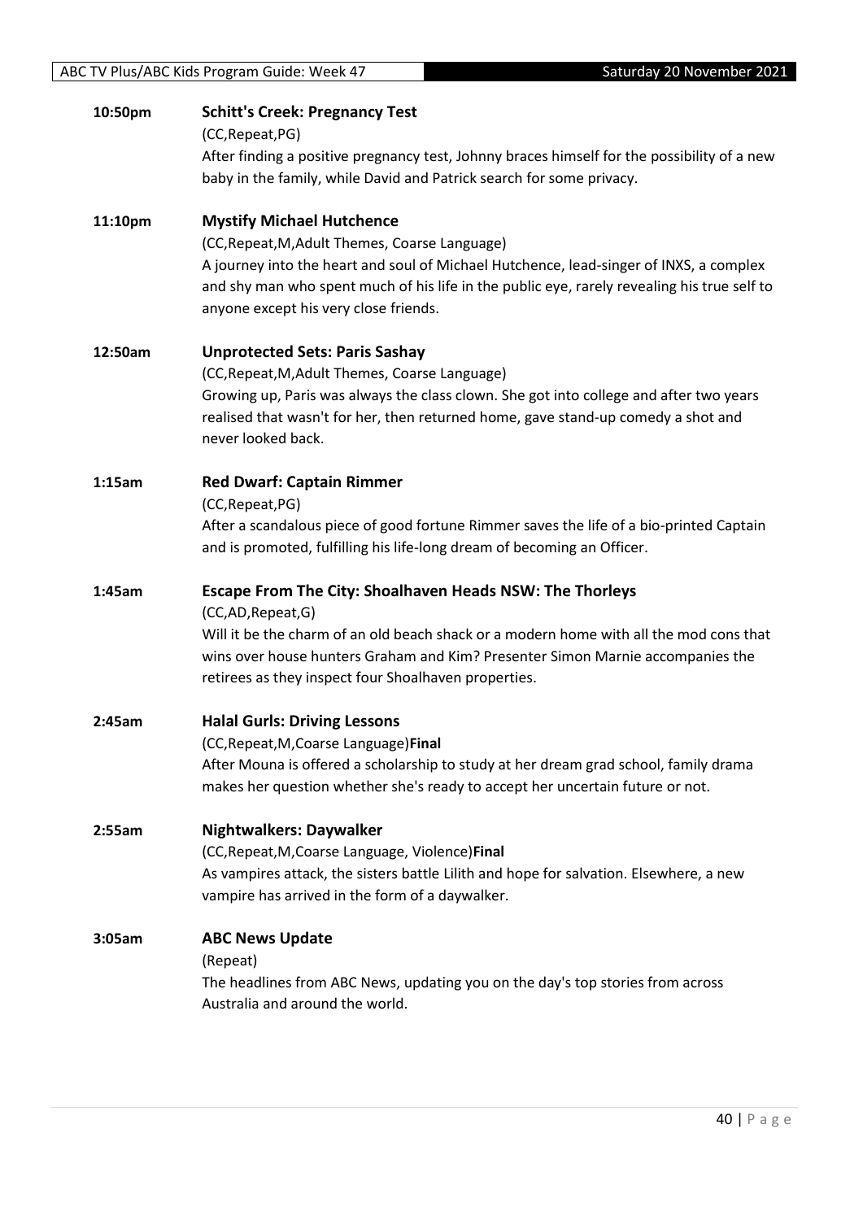**10:50pm** **Schitt's Creek: Pregnancy Test**

(CC,Repeat,PG)

After finding a positive pregnancy test, Johnny braces himself for the possibility of a new baby in the family, while David and Patrick search for some privacy.

**11:10pm** **Mystify Michael Hutchence**

(CC,Repeat,M,Adult Themes, Coarse Language)

A journey into the heart and soul of Michael Hutchence, lead-singer of INXS, a complex and shy man who spent much of his life in the public eye, rarely revealing his true self to anyone except his very close friends.

**12:50am** **Unprotected Sets: Paris Sashay**

(CC,Repeat,M,Adult Themes, Coarse Language)

Growing up, Paris was always the class clown. She got into college and after two years realised that wasn't for her, then returned home, gave stand-up comedy a shot and never looked back.

**1:15am** **Red Dwarf: Captain Rimmer**

(CC,Repeat,PG)

After a scandalous piece of good fortune Rimmer saves the life of a bio-printed Captain and is promoted, fulfilling his life-long dream of becoming an Officer.

**1:45am** **Escape From The City: Shoalhaven Heads NSW: The Thorleys**

(CC,AD,Repeat,G)

Will it be the charm of an old beach shack or a modern home with all the mod cons that wins over house hunters Graham and Kim? Presenter Simon Marnie accompanies the retirees as they inspect four Shoalhaven properties.

**2:45am** **Halal Gurls: Driving Lessons**

(CC,Repeat,M,Coarse Language)**Final**

After Mouna is offered a scholarship to study at her dream grad school, family drama makes her question whether she's ready to accept her uncertain future or not.

**2:55am** **Nightwalkers: Daywalker**

(CC,Repeat,M,Coarse Language, Violence)**Final**

As vampires attack, the sisters battle Lilith and hope for salvation. Elsewhere, a new vampire has arrived in the form of a daywalker.

**3:05am** **ABC News Update**

(Repeat)

The headlines from ABC News, updating you on the day's top stories from across Australia and around the world.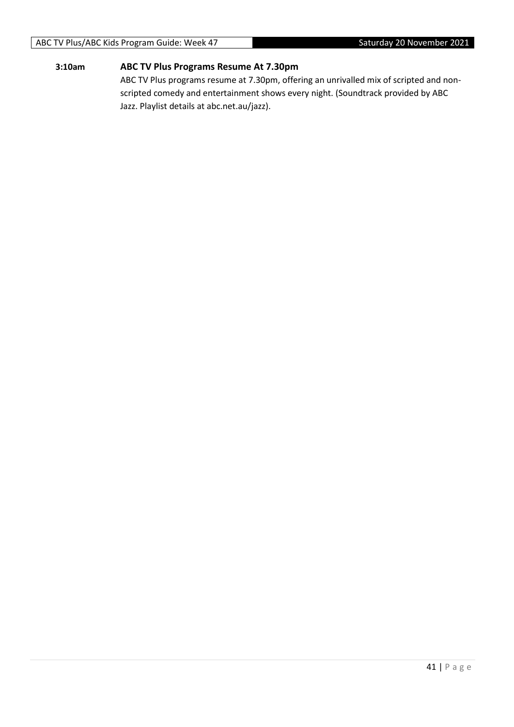**3:10am** **ABC TV Plus Programs Resume At 7.30pm**

ABC TV Plus programs resume at 7.30pm, offering an unrivalled mix of scripted and non-scripted comedy and entertainment shows every night. (Soundtrack provided by ABC Jazz. Playlist details at abc.net.au/jazz).